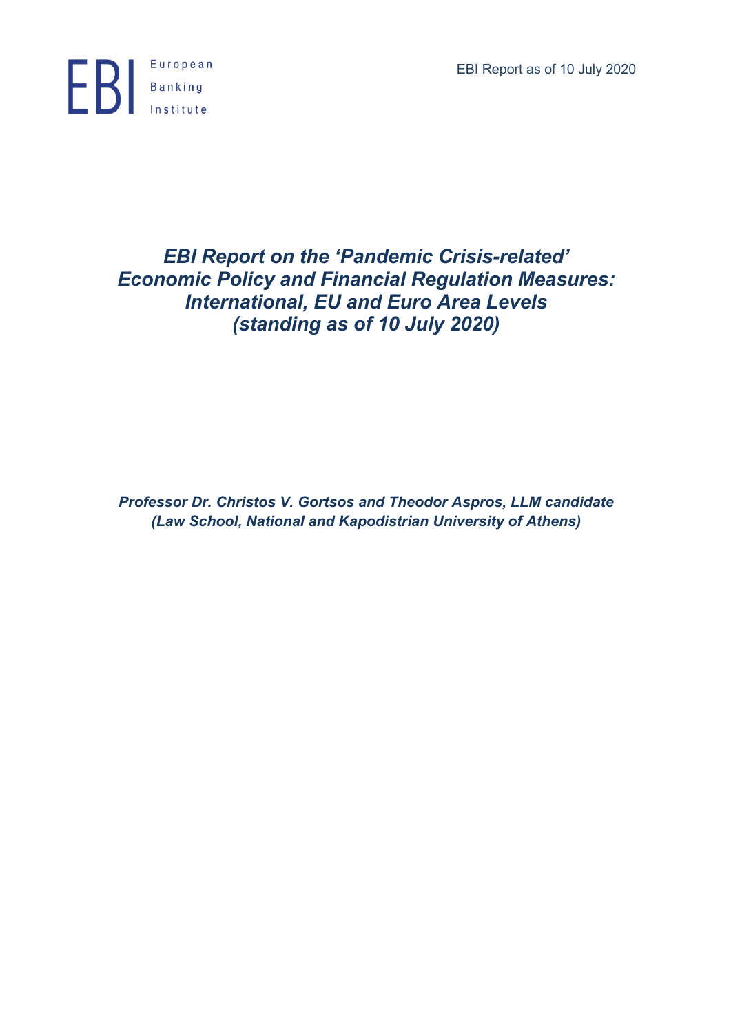European Banking Institute

EBI Report as of 10 July 2020

# *EBI Report on the 'Pandemic Crisis-related' Economic Policy and Financial Regulation Measures: International, EU and Euro Area Levels (standing as of 10 July 2020)*

***Professor Dr. Christos V. Gortsos and Theodor Aspros, LLM candidate (Law School, National and Kapodistrian University of Athens)***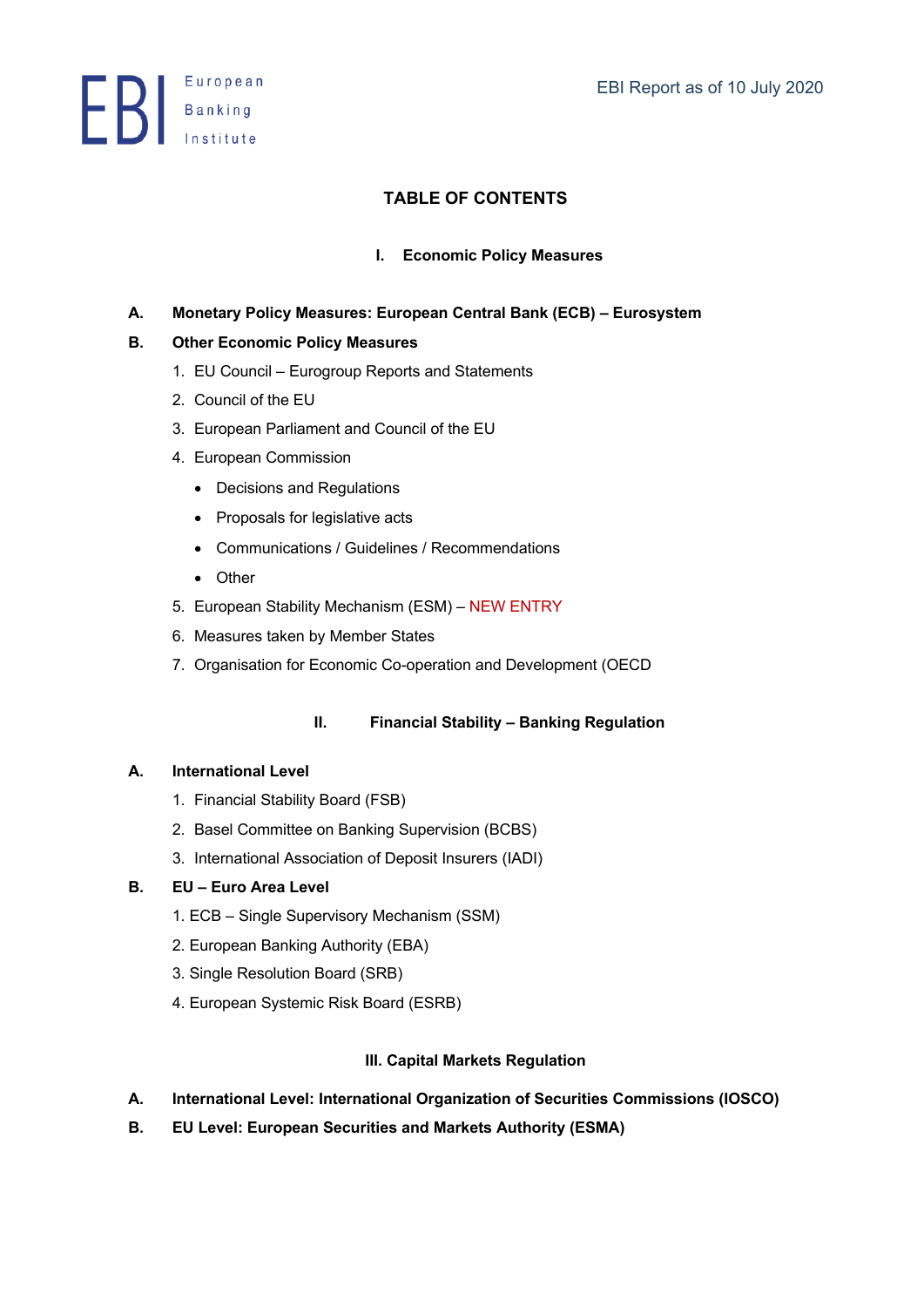# TABLE OF CONTENTS

## I. Economic Policy Measures

**A. Monetary Policy Measures: European Central Bank (ECB) – Eurosystem**

**B. Other Economic Policy Measures**

1. EU Council – Eurogroup Reports and Statements
2. Council of the EU
3. European Parliament and Council of the EU
4. European Commission
   - Decisions and Regulations
   - Proposals for legislative acts
   - Communications / Guidelines / Recommendations
   - Other
5. European Stability Mechanism (ESM) – NEW ENTRY
6. Measures taken by Member States
7. Organisation for Economic Co-operation and Development (OECD

## II. Financial Stability – Banking Regulation

**A. International Level**

1. Financial Stability Board (FSB)
2. Basel Committee on Banking Supervision (BCBS)
3. International Association of Deposit Insurers (IADI)

**B. EU – Euro Area Level**

1. ECB – Single Supervisory Mechanism (SSM)
2. European Banking Authority (EBA)
3. Single Resolution Board (SRB)
4. European Systemic Risk Board (ESRB)

## III. Capital Markets Regulation

**A. International Level: International Organization of Securities Commissions (IOSCO)**

**B. EU Level: European Securities and Markets Authority (ESMA)**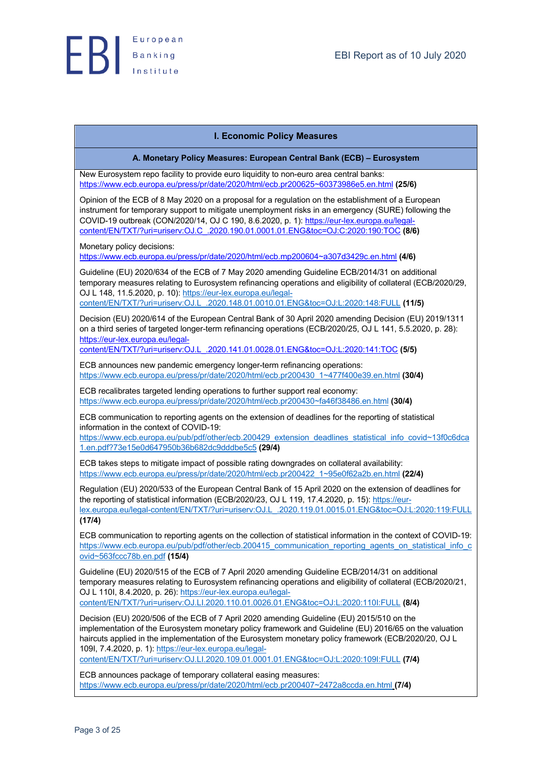## I. Economic Policy Measures

### A. Monetary Policy Measures: European Central Bank (ECB) – Eurosystem

New Eurosystem repo facility to provide euro liquidity to non-euro area central banks: https://www.ecb.europa.eu/press/pr/date/2020/html/ecb.pr200625~60373986e5.en.html **(25/6)**

Opinion of the ECB of 8 May 2020 on a proposal for a regulation on the establishment of a European instrument for temporary support to mitigate unemployment risks in an emergency (SURE) following the COVID-19 outbreak (CON/2020/14, OJ C 190, 8.6.2020, p. 1): https://eur-lex.europa.eu/legal-content/EN/TXT/?uri=uriserv:OJ.C_.2020.190.01.0001.01.ENG&toc=OJ:C:2020:190:TOC **(8/6)**

Monetary policy decisions: https://www.ecb.europa.eu/press/pr/date/2020/html/ecb.mp200604~a307d3429c.en.html **(4/6)**

Guideline (EU) 2020/634 of the ECB of 7 May 2020 amending Guideline ECB/2014/31 on additional temporary measures relating to Eurosystem refinancing operations and eligibility of collateral (ECB/2020/29, OJ L 148, 11.5.2020, p. 10): https://eur-lex.europa.eu/legal-content/EN/TXT/?uri=uriserv:OJ.L_.2020.148.01.0010.01.ENG&toc=OJ:L:2020:148:FULL **(11/5)**

Decision (EU) 2020/614 of the European Central Bank of 30 April 2020 amending Decision (EU) 2019/1311 on a third series of targeted longer-term refinancing operations (ECB/2020/25, OJ L 141, 5.5.2020, p. 28): https://eur-lex.europa.eu/legal-content/EN/TXT/?uri=uriserv:OJ.L_.2020.141.01.0028.01.ENG&toc=OJ:L:2020:141:TOC **(5/5)**

ECB announces new pandemic emergency longer-term refinancing operations: https://www.ecb.europa.eu/press/pr/date/2020/html/ecb.pr200430_1~477f400e39.en.html **(30/4)**

ECB recalibrates targeted lending operations to further support real economy: https://www.ecb.europa.eu/press/pr/date/2020/html/ecb.pr200430~fa46f38486.en.html **(30/4)**

ECB communication to reporting agents on the extension of deadlines for the reporting of statistical information in the context of COVID-19: https://www.ecb.europa.eu/pub/pdf/other/ecb.200429_extension_deadlines_statistical_info_covid~13f0c6dca1.en.pdf?73e15e0d647950b36b682dc9dddbe5c5 **(29/4)**

ECB takes steps to mitigate impact of possible rating downgrades on collateral availability: https://www.ecb.europa.eu/press/pr/date/2020/html/ecb.pr200422_1~95e0f62a2b.en.html **(22/4)**

Regulation (EU) 2020/533 of the European Central Bank of 15 April 2020 on the extension of deadlines for the reporting of statistical information (ECB/2020/23, OJ L 119, 17.4.2020, p. 15): https://eur-lex.europa.eu/legal-content/EN/TXT/?uri=uriserv:OJ.L_.2020.119.01.0015.01.ENG&toc=OJ:L:2020:119:FULL **(17/4)**

ECB communication to reporting agents on the collection of statistical information in the context of COVID-19: https://www.ecb.europa.eu/pub/pdf/other/ecb.200415_communication_reporting_agents_on_statistical_info_covid~563fccc78b.en.pdf **(15/4)**

Guideline (EU) 2020/515 of the ECB of 7 April 2020 amending Guideline ECB/2014/31 on additional temporary measures relating to Eurosystem refinancing operations and eligibility of collateral (ECB/2020/21, OJ L 110I, 8.4.2020, p. 26): https://eur-lex.europa.eu/legal-content/EN/TXT/?uri=uriserv:OJ.LI.2020.110.01.0026.01.ENG&toc=OJ:L:2020:110I:FULL **(8/4)**

Decision (EU) 2020/506 of the ECB of 7 April 2020 amending Guideline (EU) 2015/510 on the implementation of the Eurosystem monetary policy framework and Guideline (EU) 2016/65 on the valuation haircuts applied in the implementation of the Eurosystem monetary policy framework (ECB/2020/20, OJ L 109I, 7.4.2020, p. 1): https://eur-lex.europa.eu/legal-content/EN/TXT/?uri=uriserv:OJ.LI.2020.109.01.0001.01.ENG&toc=OJ:L:2020:109I:FULL **(7/4)**

ECB announces package of temporary collateral easing measures: https://www.ecb.europa.eu/press/pr/date/2020/html/ecb.pr200407~2472a8ccda.en.html **(7/4)**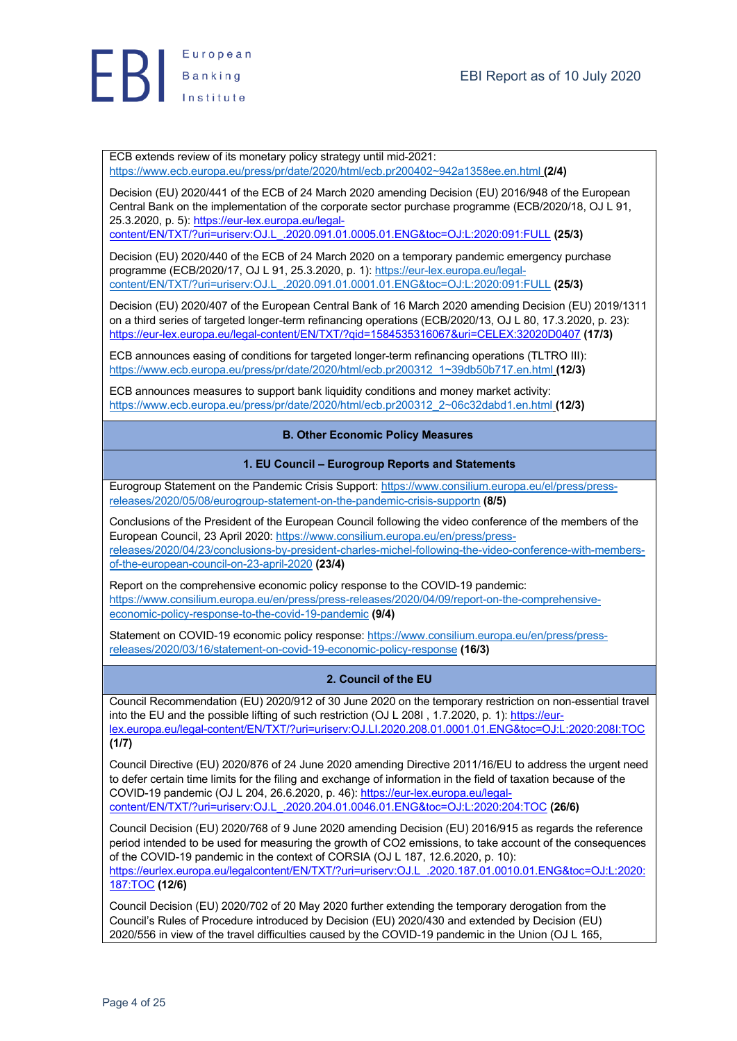ECB extends review of its monetary policy strategy until mid-2021: https://www.ecb.europa.eu/press/pr/date/2020/html/ecb.pr200402~942a1358ee.en.html **(2/4)**

Decision (EU) 2020/441 of the ECB of 24 March 2020 amending Decision (EU) 2016/948 of the European Central Bank on the implementation of the corporate sector purchase programme (ECB/2020/18, OJ L 91, 25.3.2020, p. 5): https://eur-lex.europa.eu/legal-content/EN/TXT/?uri=uriserv:OJ.L_.2020.091.01.0005.01.ENG&toc=OJ:L:2020:091:FULL **(25/3)**

Decision (EU) 2020/440 of the ECB of 24 March 2020 on a temporary pandemic emergency purchase programme (ECB/2020/17, OJ L 91, 25.3.2020, p. 1): https://eur-lex.europa.eu/legal-content/EN/TXT/?uri=uriserv:OJ.L_.2020.091.01.0001.01.ENG&toc=OJ:L:2020:091:FULL **(25/3)**

Decision (EU) 2020/407 of the European Central Bank of 16 March 2020 amending Decision (EU) 2019/1311 on a third series of targeted longer-term refinancing operations (ECB/2020/13, OJ L 80, 17.3.2020, p. 23): https://eur-lex.europa.eu/legal-content/EN/TXT/?qid=1584535316067&uri=CELEX:32020D0407 **(17/3)**

ECB announces easing of conditions for targeted longer-term refinancing operations (TLTRO III): https://www.ecb.europa.eu/press/pr/date/2020/html/ecb.pr200312_1~39db50b717.en.html **(12/3)**

ECB announces measures to support bank liquidity conditions and money market activity: https://www.ecb.europa.eu/press/pr/date/2020/html/ecb.pr200312_2~06c32dabd1.en.html **(12/3)**

**B. Other Economic Policy Measures**

**1. EU Council – Eurogroup Reports and Statements**

Eurogroup Statement on the Pandemic Crisis Support: https://www.consilium.europa.eu/el/press/press-releases/2020/05/08/eurogroup-statement-on-the-pandemic-crisis-supportn **(8/5)**

Conclusions of the President of the European Council following the video conference of the members of the European Council, 23 April 2020: https://www.consilium.europa.eu/en/press/press-releases/2020/04/23/conclusions-by-president-charles-michel-following-the-video-conference-with-members-of-the-european-council-on-23-april-2020 **(23/4)**

Report on the comprehensive economic policy response to the COVID-19 pandemic: https://www.consilium.europa.eu/en/press/press-releases/2020/04/09/report-on-the-comprehensive-economic-policy-response-to-the-covid-19-pandemic **(9/4)**

Statement on COVID-19 economic policy response: https://www.consilium.europa.eu/en/press/press-releases/2020/03/16/statement-on-covid-19-economic-policy-response **(16/3)**

**2. Council of the EU**

Council Recommendation (EU) 2020/912 of 30 June 2020 on the temporary restriction on non-essential travel into the EU and the possible lifting of such restriction (OJ L 208I , 1.7.2020, p. 1): https://eur-lex.europa.eu/legal-content/EN/TXT/?uri=uriserv:OJ.LI.2020.208.01.0001.01.ENG&toc=OJ:L:2020:208I:TOC **(1/7)**

Council Directive (EU) 2020/876 of 24 June 2020 amending Directive 2011/16/EU to address the urgent need to defer certain time limits for the filing and exchange of information in the field of taxation because of the COVID-19 pandemic (OJ L 204, 26.6.2020, p. 46): https://eur-lex.europa.eu/legal-content/EN/TXT/?uri=uriserv:OJ.L_.2020.204.01.0046.01.ENG&toc=OJ:L:2020:204:TOC **(26/6)**

Council Decision (EU) 2020/768 of 9 June 2020 amending Decision (EU) 2016/915 as regards the reference period intended to be used for measuring the growth of CO2 emissions, to take account of the consequences of the COVID-19 pandemic in the context of CORSIA (OJ L 187, 12.6.2020, p. 10): https://eurlex.europa.eu/legalcontent/EN/TXT/?uri=uriserv:OJ.L_.2020.187.01.0010.01.ENG&toc=OJ:L:2020:187:TOC **(12/6)**

Council Decision (EU) 2020/702 of 20 May 2020 further extending the temporary derogation from the Council's Rules of Procedure introduced by Decision (EU) 2020/430 and extended by Decision (EU) 2020/556 in view of the travel difficulties caused by the COVID-19 pandemic in the Union (OJ L 165,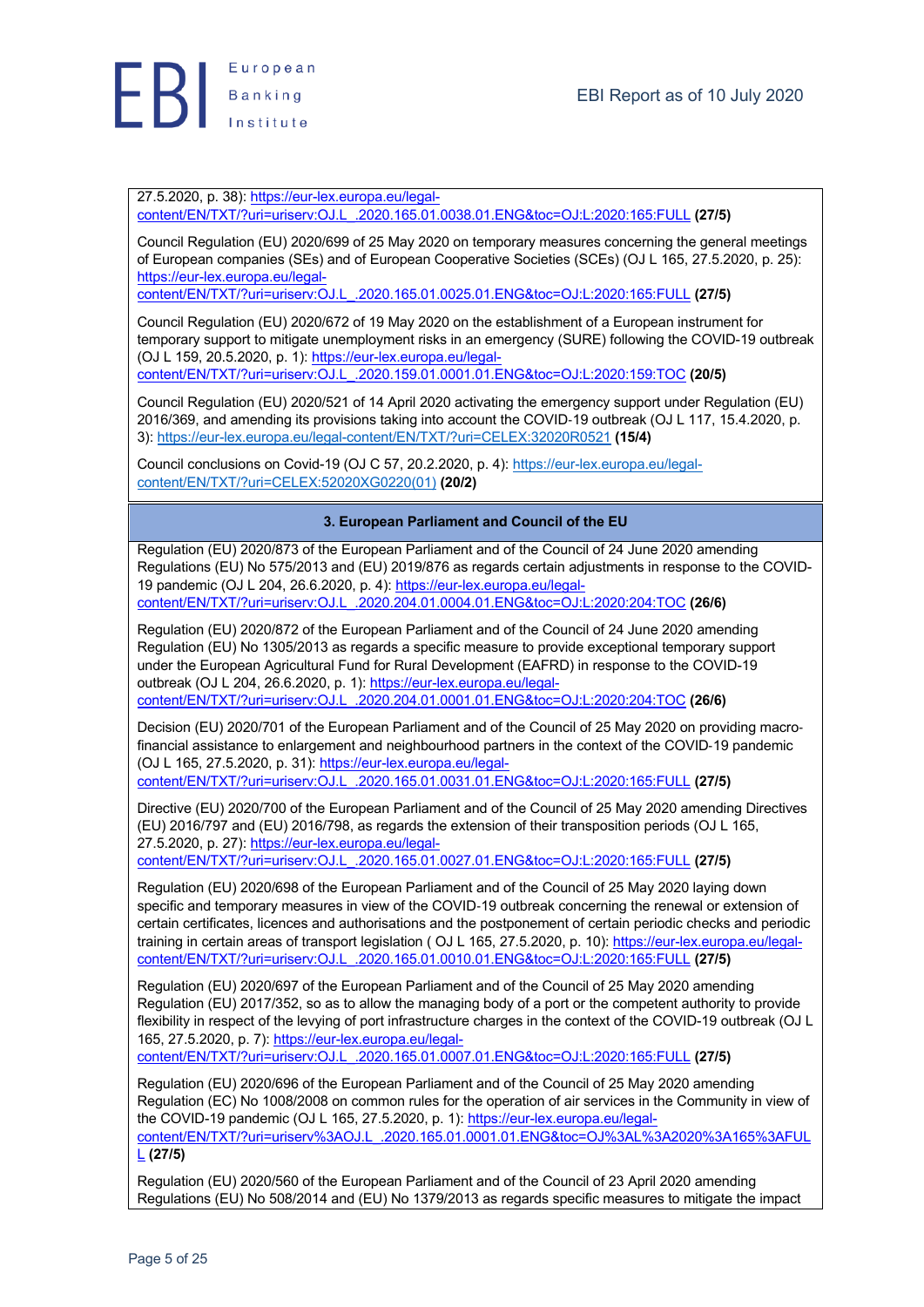27.5.2020, p. 38): https://eur-lex.europa.eu/legal-content/EN/TXT/?uri=uriserv:OJ.L_.2020.165.01.0038.01.ENG&toc=OJ:L:2020:165:FULL **(27/5)**

Council Regulation (EU) 2020/699 of 25 May 2020 on temporary measures concerning the general meetings of European companies (SEs) and of European Cooperative Societies (SCEs) (OJ L 165, 27.5.2020, p. 25): https://eur-lex.europa.eu/legal-content/EN/TXT/?uri=uriserv:OJ.L_.2020.165.01.0025.01.ENG&toc=OJ:L:2020:165:FULL **(27/5)**

Council Regulation (EU) 2020/672 of 19 May 2020 on the establishment of a European instrument for temporary support to mitigate unemployment risks in an emergency (SURE) following the COVID-19 outbreak (OJ L 159, 20.5.2020, p. 1): https://eur-lex.europa.eu/legal-content/EN/TXT/?uri=uriserv:OJ.L_.2020.159.01.0001.01.ENG&toc=OJ:L:2020:159:TOC **(20/5)**

Council Regulation (EU) 2020/521 of 14 April 2020 activating the emergency support under Regulation (EU) 2016/369, and amending its provisions taking into account the COVID-19 outbreak (OJ L 117, 15.4.2020, p. 3): https://eur-lex.europa.eu/legal-content/EN/TXT/?uri=CELEX:32020R0521 **(15/4)**

Council conclusions on Covid-19 (OJ C 57, 20.2.2020, p. 4): https://eur-lex.europa.eu/legal-content/EN/TXT/?uri=CELEX:52020XG0220(01) **(20/2)**

## 3. European Parliament and Council of the EU

Regulation (EU) 2020/873 of the European Parliament and of the Council of 24 June 2020 amending Regulations (EU) No 575/2013 and (EU) 2019/876 as regards certain adjustments in response to the COVID-19 pandemic (OJ L 204, 26.6.2020, p. 4): https://eur-lex.europa.eu/legal-content/EN/TXT/?uri=uriserv:OJ.L_.2020.204.01.0004.01.ENG&toc=OJ:L:2020:204:TOC **(26/6)**

Regulation (EU) 2020/872 of the European Parliament and of the Council of 24 June 2020 amending Regulation (EU) No 1305/2013 as regards a specific measure to provide exceptional temporary support under the European Agricultural Fund for Rural Development (EAFRD) in response to the COVID-19 outbreak (OJ L 204, 26.6.2020, p. 1): https://eur-lex.europa.eu/legal-content/EN/TXT/?uri=uriserv:OJ.L_.2020.204.01.0001.01.ENG&toc=OJ:L:2020:204:TOC **(26/6)**

Decision (EU) 2020/701 of the European Parliament and of the Council of 25 May 2020 on providing macro-financial assistance to enlargement and neighbourhood partners in the context of the COVID-19 pandemic (OJ L 165, 27.5.2020, p. 31): https://eur-lex.europa.eu/legal-content/EN/TXT/?uri=uriserv:OJ.L_.2020.165.01.0031.01.ENG&toc=OJ:L:2020:165:FULL **(27/5)**

Directive (EU) 2020/700 of the European Parliament and of the Council of 25 May 2020 amending Directives (EU) 2016/797 and (EU) 2016/798, as regards the extension of their transposition periods (OJ L 165, 27.5.2020, p. 27): https://eur-lex.europa.eu/legal-content/EN/TXT/?uri=uriserv:OJ.L_.2020.165.01.0027.01.ENG&toc=OJ:L:2020:165:FULL **(27/5)**

Regulation (EU) 2020/698 of the European Parliament and of the Council of 25 May 2020 laying down specific and temporary measures in view of the COVID-19 outbreak concerning the renewal or extension of certain certificates, licences and authorisations and the postponement of certain periodic checks and periodic training in certain areas of transport legislation ( OJ L 165, 27.5.2020, p. 10): https://eur-lex.europa.eu/legal-content/EN/TXT/?uri=uriserv:OJ.L_.2020.165.01.0010.01.ENG&toc=OJ:L:2020:165:FULL **(27/5)**

Regulation (EU) 2020/697 of the European Parliament and of the Council of 25 May 2020 amending Regulation (EU) 2017/352, so as to allow the managing body of a port or the competent authority to provide flexibility in respect of the levying of port infrastructure charges in the context of the COVID-19 outbreak (OJ L 165, 27.5.2020, p. 7): https://eur-lex.europa.eu/legal-content/EN/TXT/?uri=uriserv:OJ.L_.2020.165.01.0007.01.ENG&toc=OJ:L:2020:165:FULL **(27/5)**

Regulation (EU) 2020/696 of the European Parliament and of the Council of 25 May 2020 amending Regulation (EC) No 1008/2008 on common rules for the operation of air services in the Community in view of the COVID-19 pandemic (OJ L 165, 27.5.2020, p. 1): https://eur-lex.europa.eu/legal-content/EN/TXT/?uri=uriserv%3AOJ.L_.2020.165.01.0001.01.ENG&toc=OJ%3AL%3A2020%3A165%3AFULL **(27/5)**

Regulation (EU) 2020/560 of the European Parliament and of the Council of 23 April 2020 amending Regulations (EU) No 508/2014 and (EU) No 1379/2013 as regards specific measures to mitigate the impact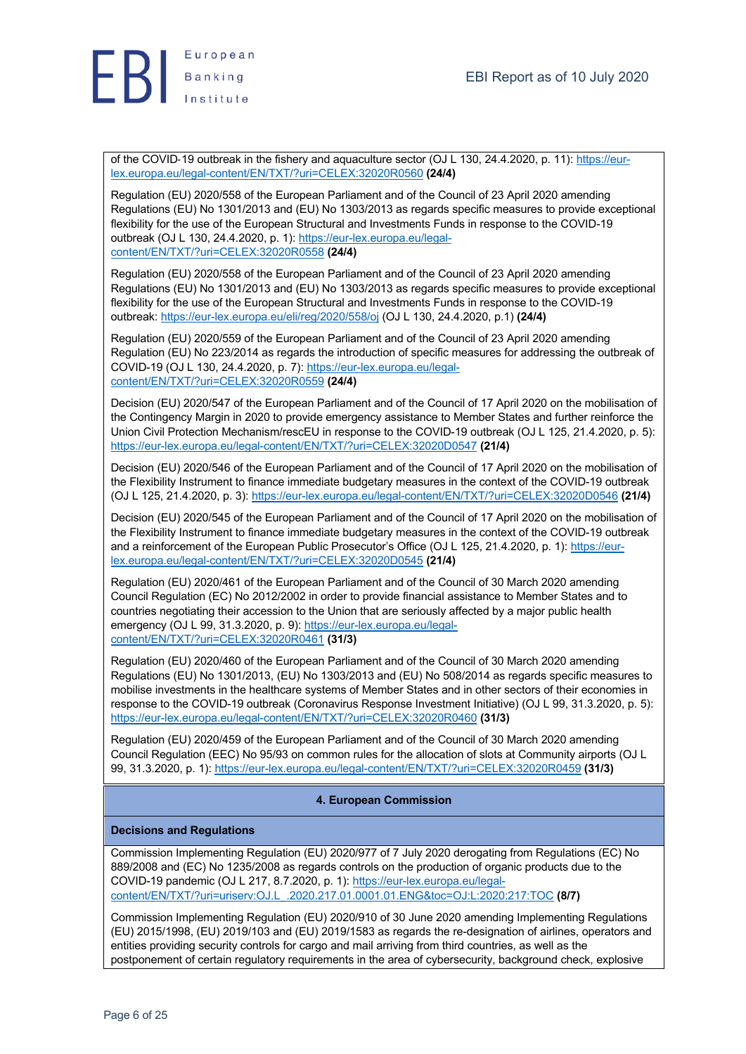of the COVID-19 outbreak in the fishery and aquaculture sector (OJ L 130, 24.4.2020, p. 11): https://eur-lex.europa.eu/legal-content/EN/TXT/?uri=CELEX:32020R0560 **(24/4)**

Regulation (EU) 2020/558 of the European Parliament and of the Council of 23 April 2020 amending Regulations (EU) No 1301/2013 and (EU) No 1303/2013 as regards specific measures to provide exceptional flexibility for the use of the European Structural and Investments Funds in response to the COVID-19 outbreak (OJ L 130, 24.4.2020, p. 1): https://eur-lex.europa.eu/legal-content/EN/TXT/?uri=CELEX:32020R0558 **(24/4)**

Regulation (EU) 2020/558 of the European Parliament and of the Council of 23 April 2020 amending Regulations (EU) No 1301/2013 and (EU) No 1303/2013 as regards specific measures to provide exceptional flexibility for the use of the European Structural and Investments Funds in response to the COVID-19 outbreak: https://eur-lex.europa.eu/eli/reg/2020/558/oj (OJ L 130, 24.4.2020, p.1) **(24/4)**

Regulation (EU) 2020/559 of the European Parliament and of the Council of 23 April 2020 amending Regulation (EU) No 223/2014 as regards the introduction of specific measures for addressing the outbreak of COVID-19 (OJ L 130, 24.4.2020, p. 7): https://eur-lex.europa.eu/legal-content/EN/TXT/?uri=CELEX:32020R0559 **(24/4)**

Decision (EU) 2020/547 of the European Parliament and of the Council of 17 April 2020 on the mobilisation of the Contingency Margin in 2020 to provide emergency assistance to Member States and further reinforce the Union Civil Protection Mechanism/rescEU in response to the COVID-19 outbreak (OJ L 125, 21.4.2020, p. 5): https://eur-lex.europa.eu/legal-content/EN/TXT/?uri=CELEX:32020D0547 **(21/4)**

Decision (EU) 2020/546 of the European Parliament and of the Council of 17 April 2020 on the mobilisation of the Flexibility Instrument to finance immediate budgetary measures in the context of the COVID-19 outbreak (OJ L 125, 21.4.2020, p. 3): https://eur-lex.europa.eu/legal-content/EN/TXT/?uri=CELEX:32020D0546 **(21/4)**

Decision (EU) 2020/545 of the European Parliament and of the Council of 17 April 2020 on the mobilisation of the Flexibility Instrument to finance immediate budgetary measures in the context of the COVID-19 outbreak and a reinforcement of the European Public Prosecutor's Office (OJ L 125, 21.4.2020, p. 1): https://eur-lex.europa.eu/legal-content/EN/TXT/?uri=CELEX:32020D0545 **(21/4)**

Regulation (EU) 2020/461 of the European Parliament and of the Council of 30 March 2020 amending Council Regulation (EC) No 2012/2002 in order to provide financial assistance to Member States and to countries negotiating their accession to the Union that are seriously affected by a major public health emergency (OJ L 99, 31.3.2020, p. 9): https://eur-lex.europa.eu/legal-content/EN/TXT/?uri=CELEX:32020R0461 **(31/3)**

Regulation (EU) 2020/460 of the European Parliament and of the Council of 30 March 2020 amending Regulations (EU) No 1301/2013, (EU) No 1303/2013 and (EU) No 508/2014 as regards specific measures to mobilise investments in the healthcare systems of Member States and in other sectors of their economies in response to the COVID-19 outbreak (Coronavirus Response Investment Initiative) (OJ L 99, 31.3.2020, p. 5): https://eur-lex.europa.eu/legal-content/EN/TXT/?uri=CELEX:32020R0460 **(31/3)**

Regulation (EU) 2020/459 of the European Parliament and of the Council of 30 March 2020 amending Council Regulation (EEC) No 95/93 on common rules for the allocation of slots at Community airports (OJ L 99, 31.3.2020, p. 1): https://eur-lex.europa.eu/legal-content/EN/TXT/?uri=CELEX:32020R0459 **(31/3)**

## 4. European Commission

### Decisions and Regulations

Commission Implementing Regulation (EU) 2020/977 of 7 July 2020 derogating from Regulations (EC) No 889/2008 and (EC) No 1235/2008 as regards controls on the production of organic products due to the COVID-19 pandemic (OJ L 217, 8.7.2020, p. 1): https://eur-lex.europa.eu/legal-content/EN/TXT/?uri=uriserv:OJ.L_.2020.217.01.0001.01.ENG&toc=OJ:L:2020:217:TOC **(8/7)**

Commission Implementing Regulation (EU) 2020/910 of 30 June 2020 amending Implementing Regulations (EU) 2015/1998, (EU) 2019/103 and (EU) 2019/1583 as regards the re-designation of airlines, operators and entities providing security controls for cargo and mail arriving from third countries, as well as the postponement of certain regulatory requirements in the area of cybersecurity, background check, explosive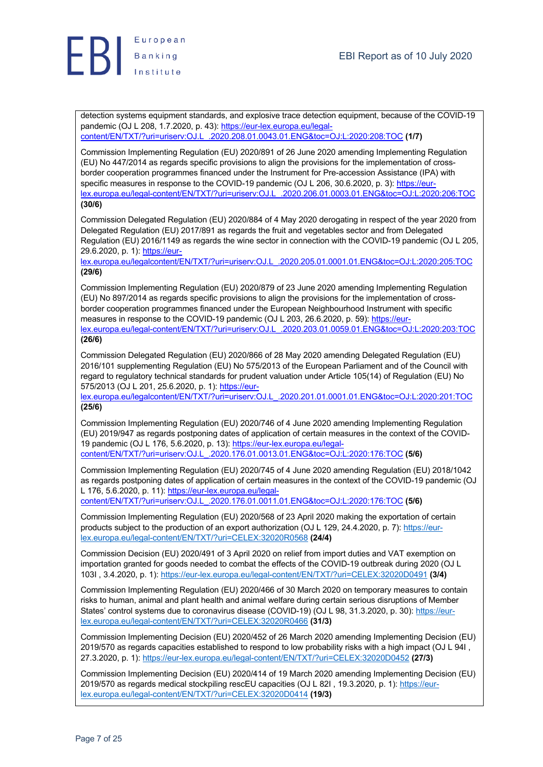detection systems equipment standards, and explosive trace detection equipment, because of the COVID-19 pandemic (OJ L 208, 1.7.2020, p. 43): https://eur-lex.europa.eu/legal-content/EN/TXT/?uri=uriserv:OJ.L_.2020.208.01.0043.01.ENG&toc=OJ:L:2020:208:TOC **(1/7)**

Commission Implementing Regulation (EU) 2020/891 of 26 June 2020 amending Implementing Regulation (EU) No 447/2014 as regards specific provisions to align the provisions for the implementation of cross-border cooperation programmes financed under the Instrument for Pre-accession Assistance (IPA) with specific measures in response to the COVID-19 pandemic (OJ L 206, 30.6.2020, p. 3): https://eur-lex.europa.eu/legal-content/EN/TXT/?uri=uriserv:OJ.L_.2020.206.01.0003.01.ENG&toc=OJ:L:2020:206:TOC **(30/6)**

Commission Delegated Regulation (EU) 2020/884 of 4 May 2020 derogating in respect of the year 2020 from Delegated Regulation (EU) 2017/891 as regards the fruit and vegetables sector and from Delegated Regulation (EU) 2016/1149 as regards the wine sector in connection with the COVID-19 pandemic (OJ L 205, 29.6.2020, p. 1): https://eur-lex.europa.eu/legalcontent/EN/TXT/?uri=uriserv:OJ.L_.2020.205.01.0001.01.ENG&toc=OJ:L:2020:205:TOC **(29/6)**

Commission Implementing Regulation (EU) 2020/879 of 23 June 2020 amending Implementing Regulation (EU) No 897/2014 as regards specific provisions to align the provisions for the implementation of cross-border cooperation programmes financed under the European Neighbourhood Instrument with specific measures in response to the COVID-19 pandemic (OJ L 203, 26.6.2020, p. 59): https://eur-lex.europa.eu/legal-content/EN/TXT/?uri=uriserv:OJ.L_.2020.203.01.0059.01.ENG&toc=OJ:L:2020:203:TOC **(26/6)**

Commission Delegated Regulation (EU) 2020/866 of 28 May 2020 amending Delegated Regulation (EU) 2016/101 supplementing Regulation (EU) No 575/2013 of the European Parliament and of the Council with regard to regulatory technical standards for prudent valuation under Article 105(14) of Regulation (EU) No 575/2013 (OJ L 201, 25.6.2020, p. 1): https://eur-lex.europa.eu/legalcontent/EN/TXT/?uri=uriserv:OJ.L_.2020.201.01.0001.01.ENG&toc=OJ:L:2020:201:TOC **(25/6)**

Commission Implementing Regulation (EU) 2020/746 of 4 June 2020 amending Implementing Regulation (EU) 2019/947 as regards postponing dates of application of certain measures in the context of the COVID-19 pandemic (OJ L 176, 5.6.2020, p. 13): https://eur-lex.europa.eu/legal-content/EN/TXT/?uri=uriserv:OJ.L_.2020.176.01.0013.01.ENG&toc=OJ:L:2020:176:TOC **(5/6)**

Commission Implementing Regulation (EU) 2020/745 of 4 June 2020 amending Regulation (EU) 2018/1042 as regards postponing dates of application of certain measures in the context of the COVID-19 pandemic (OJ L 176, 5.6.2020, p. 11): https://eur-lex.europa.eu/legal-content/EN/TXT/?uri=uriserv:OJ.L_.2020.176.01.0011.01.ENG&toc=OJ:L:2020:176:TOC **(5/6)**

Commission Implementing Regulation (EU) 2020/568 of 23 April 2020 making the exportation of certain products subject to the production of an export authorization (OJ L 129, 24.4.2020, p. 7): https://eur-lex.europa.eu/legal-content/EN/TXT/?uri=CELEX:32020R0568 **(24/4)**

Commission Decision (EU) 2020/491 of 3 April 2020 on relief from import duties and VAT exemption on importation granted for goods needed to combat the effects of the COVID-19 outbreak during 2020 (OJ L 103I , 3.4.2020, p. 1): https://eur-lex.europa.eu/legal-content/EN/TXT/?uri=CELEX:32020D0491 **(3/4)**

Commission Implementing Regulation (EU) 2020/466 of 30 March 2020 on temporary measures to contain risks to human, animal and plant health and animal welfare during certain serious disruptions of Member States' control systems due to coronavirus disease (COVID-19) (OJ L 98, 31.3.2020, p. 30): https://eur-lex.europa.eu/legal-content/EN/TXT/?uri=CELEX:32020R0466 **(31/3)**

Commission Implementing Decision (EU) 2020/452 of 26 March 2020 amending Implementing Decision (EU) 2019/570 as regards capacities established to respond to low probability risks with a high impact (OJ L 94I , 27.3.2020, p. 1): https://eur-lex.europa.eu/legal-content/EN/TXT/?uri=CELEX:32020D0452 **(27/3)**

Commission Implementing Decision (EU) 2020/414 of 19 March 2020 amending Implementing Decision (EU) 2019/570 as regards medical stockpiling rescEU capacities (OJ L 82I , 19.3.2020, p. 1): https://eur-lex.europa.eu/legal-content/EN/TXT/?uri=CELEX:32020D0414 **(19/3)**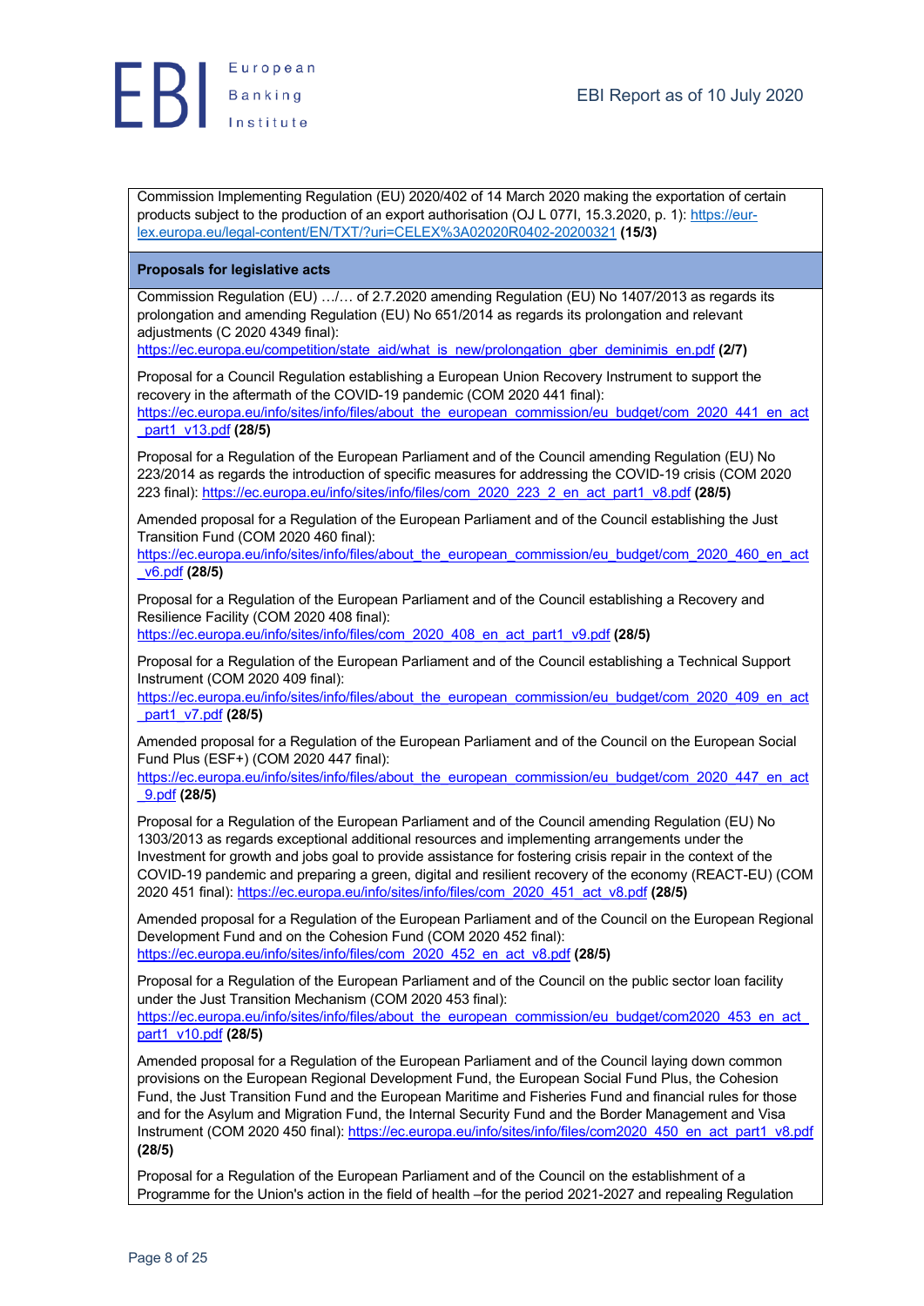Commission Implementing Regulation (EU) 2020/402 of 14 March 2020 making the exportation of certain products subject to the production of an export authorisation (OJ L 077I, 15.3.2020, p. 1): https://eur-lex.europa.eu/legal-content/EN/TXT/?uri=CELEX%3A02020R0402-20200321 **(15/3)**

**Proposals for legislative acts**

Commission Regulation (EU) …/… of 2.7.2020 amending Regulation (EU) No 1407/2013 as regards its prolongation and amending Regulation (EU) No 651/2014 as regards its prolongation and relevant adjustments (C 2020 4349 final): https://ec.europa.eu/competition/state_aid/what_is_new/prolongation_gber_deminimis_en.pdf **(2/7)**

Proposal for a Council Regulation establishing a European Union Recovery Instrument to support the recovery in the aftermath of the COVID-19 pandemic (COM 2020 441 final): https://ec.europa.eu/info/sites/info/files/about_the_european_commission/eu_budget/com_2020_441_en_act_part1_v13.pdf **(28/5)**

Proposal for a Regulation of the European Parliament and of the Council amending Regulation (EU) No 223/2014 as regards the introduction of specific measures for addressing the COVID-19 crisis (COM 2020 223 final): https://ec.europa.eu/info/sites/info/files/com_2020_223_2_en_act_part1_v8.pdf **(28/5)**

Amended proposal for a Regulation of the European Parliament and of the Council establishing the Just Transition Fund (COM 2020 460 final): https://ec.europa.eu/info/sites/info/files/about_the_european_commission/eu_budget/com_2020_460_en_act_v6.pdf **(28/5)**

Proposal for a Regulation of the European Parliament and of the Council establishing a Recovery and Resilience Facility (COM 2020 408 final): https://ec.europa.eu/info/sites/info/files/com_2020_408_en_act_part1_v9.pdf **(28/5)**

Proposal for a Regulation of the European Parliament and of the Council establishing a Technical Support Instrument (COM 2020 409 final): https://ec.europa.eu/info/sites/info/files/about_the_european_commission/eu_budget/com_2020_409_en_act_part1_v7.pdf **(28/5)**

Amended proposal for a Regulation of the European Parliament and of the Council on the European Social Fund Plus (ESF+) (COM 2020 447 final): https://ec.europa.eu/info/sites/info/files/about_the_european_commission/eu_budget/com_2020_447_en_act_9.pdf **(28/5)**

Proposal for a Regulation of the European Parliament and of the Council amending Regulation (EU) No 1303/2013 as regards exceptional additional resources and implementing arrangements under the Investment for growth and jobs goal to provide assistance for fostering crisis repair in the context of the COVID-19 pandemic and preparing a green, digital and resilient recovery of the economy (REACT-EU) (COM 2020 451 final): https://ec.europa.eu/info/sites/info/files/com_2020_451_act_v8.pdf **(28/5)**

Amended proposal for a Regulation of the European Parliament and of the Council on the European Regional Development Fund and on the Cohesion Fund (COM 2020 452 final): https://ec.europa.eu/info/sites/info/files/com_2020_452_en_act_v8.pdf **(28/5)**

Proposal for a Regulation of the European Parliament and of the Council on the public sector loan facility under the Just Transition Mechanism (COM 2020 453 final): https://ec.europa.eu/info/sites/info/files/about_the_european_commission/eu_budget/com2020_453_en_act_part1_v10.pdf **(28/5)**

Amended proposal for a Regulation of the European Parliament and of the Council laying down common provisions on the European Regional Development Fund, the European Social Fund Plus, the Cohesion Fund, the Just Transition Fund and the European Maritime and Fisheries Fund and financial rules for those and for the Asylum and Migration Fund, the Internal Security Fund and the Border Management and Visa Instrument (COM 2020 450 final): https://ec.europa.eu/info/sites/info/files/com2020_450_en_act_part1_v8.pdf **(28/5)**

Proposal for a Regulation of the European Parliament and of the Council on the establishment of a Programme for the Union's action in the field of health –for the period 2021-2027 and repealing Regulation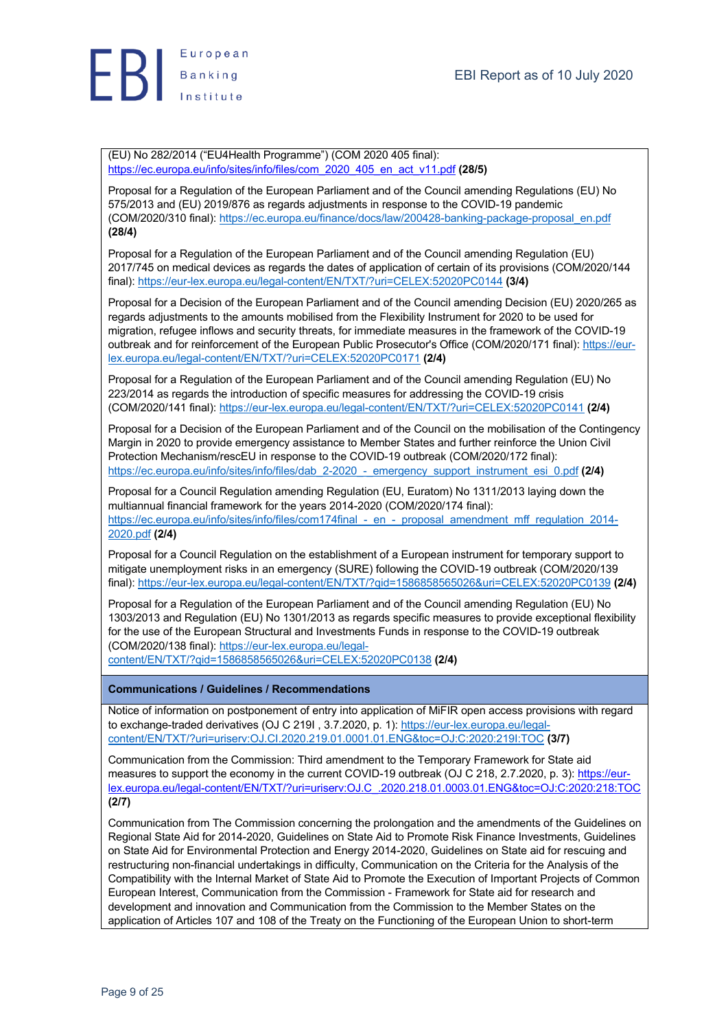(EU) No 282/2014 ("EU4Health Programme") (COM 2020 405 final): https://ec.europa.eu/info/sites/info/files/com_2020_405_en_act_v11.pdf **(28/5)**

Proposal for a Regulation of the European Parliament and of the Council amending Regulations (EU) No 575/2013 and (EU) 2019/876 as regards adjustments in response to the COVID-19 pandemic (COM/2020/310 final): https://ec.europa.eu/finance/docs/law/200428-banking-package-proposal_en.pdf **(28/4)**

Proposal for a Regulation of the European Parliament and of the Council amending Regulation (EU) 2017/745 on medical devices as regards the dates of application of certain of its provisions (COM/2020/144 final): https://eur-lex.europa.eu/legal-content/EN/TXT/?uri=CELEX:52020PC0144 **(3/4)**

Proposal for a Decision of the European Parliament and of the Council amending Decision (EU) 2020/265 as regards adjustments to the amounts mobilised from the Flexibility Instrument for 2020 to be used for migration, refugee inflows and security threats, for immediate measures in the framework of the COVID-19 outbreak and for reinforcement of the European Public Prosecutor's Office (COM/2020/171 final): https://eur-lex.europa.eu/legal-content/EN/TXT/?uri=CELEX:52020PC0171 **(2/4)**

Proposal for a Regulation of the European Parliament and of the Council amending Regulation (EU) No 223/2014 as regards the introduction of specific measures for addressing the COVID-19 crisis (COM/2020/141 final): https://eur-lex.europa.eu/legal-content/EN/TXT/?uri=CELEX:52020PC0141 **(2/4)**

Proposal for a Decision of the European Parliament and of the Council on the mobilisation of the Contingency Margin in 2020 to provide emergency assistance to Member States and further reinforce the Union Civil Protection Mechanism/rescEU in response to the COVID-19 outbreak (COM/2020/172 final): https://ec.europa.eu/info/sites/info/files/dab_2-2020_-_emergency_support_instrument_esi_0.pdf **(2/4)**

Proposal for a Council Regulation amending Regulation (EU, Euratom) No 1311/2013 laying down the multiannual financial framework for the years 2014-2020 (COM/2020/174 final): https://ec.europa.eu/info/sites/info/files/com174final_-_en_-_proposal_amendment_mff_regulation_2014-2020.pdf **(2/4)**

Proposal for a Council Regulation on the establishment of a European instrument for temporary support to mitigate unemployment risks in an emergency (SURE) following the COVID-19 outbreak (COM/2020/139 final): https://eur-lex.europa.eu/legal-content/EN/TXT/?qid=1586858565026&uri=CELEX:52020PC0139 **(2/4)**

Proposal for a Regulation of the European Parliament and of the Council amending Regulation (EU) No 1303/2013 and Regulation (EU) No 1301/2013 as regards specific measures to provide exceptional flexibility for the use of the European Structural and Investments Funds in response to the COVID-19 outbreak (COM/2020/138 final): https://eur-lex.europa.eu/legal-content/EN/TXT/?qid=1586858565026&uri=CELEX:52020PC0138 **(2/4)**

**Communications / Guidelines / Recommendations**

Notice of information on postponement of entry into application of MiFIR open access provisions with regard to exchange-traded derivatives (OJ C 219I , 3.7.2020, p. 1): https://eur-lex.europa.eu/legal-content/EN/TXT/?uri=uriserv:OJ.CI.2020.219.01.0001.01.ENG&toc=OJ:C:2020:219I:TOC **(3/7)**

Communication from the Commission: Third amendment to the Temporary Framework for State aid measures to support the economy in the current COVID-19 outbreak (OJ C 218, 2.7.2020, p. 3): https://eur-lex.europa.eu/legal-content/EN/TXT/?uri=uriserv:OJ.C_.2020.218.01.0003.01.ENG&toc=OJ:C:2020:218:TOC **(2/7)**

Communication from The Commission concerning the prolongation and the amendments of the Guidelines on Regional State Aid for 2014-2020, Guidelines on State Aid to Promote Risk Finance Investments, Guidelines on State Aid for Environmental Protection and Energy 2014-2020, Guidelines on State aid for rescuing and restructuring non-financial undertakings in difficulty, Communication on the Criteria for the Analysis of the Compatibility with the Internal Market of State Aid to Promote the Execution of Important Projects of Common European Interest, Communication from the Commission - Framework for State aid for research and development and innovation and Communication from the Commission to the Member States on the application of Articles 107 and 108 of the Treaty on the Functioning of the European Union to short-term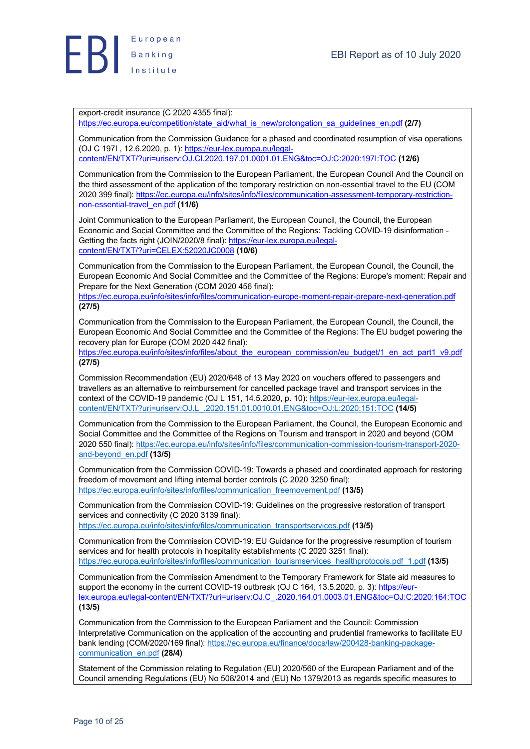export-credit insurance (C 2020 4355 final): https://ec.europa.eu/competition/state_aid/what_is_new/prolongation_sa_guidelines_en.pdf **(2/7)**

Communication from the Commission Guidance for a phased and coordinated resumption of visa operations (OJ C 197I , 12.6.2020, p. 1): https://eur-lex.europa.eu/legal-content/EN/TXT/?uri=uriserv:OJ.CI.2020.197.01.0001.01.ENG&toc=OJ:C:2020:197I:TOC **(12/6)**

Communication from the Commission to the European Parliament, the European Council And the Council on the third assessment of the application of the temporary restriction on non-essential travel to the EU (COM 2020 399 final): https://ec.europa.eu/info/sites/info/files/communication-assessment-temporary-restriction-non-essential-travel_en.pdf **(11/6)**

Joint Communication to the European Parliament, the European Council, the Council, the European Economic and Social Committee and the Committee of the Regions: Tackling COVID-19 disinformation - Getting the facts right (JOIN/2020/8 final): https://eur-lex.europa.eu/legal-content/EN/TXT/?uri=CELEX:52020JC0008 **(10/6)**

Communication from the Commission to the European Parliament, the European Council, the Council, the European Economic And Social Committee and the Committee of the Regions: Europe's moment: Repair and Prepare for the Next Generation (COM 2020 456 final): https://ec.europa.eu/info/sites/info/files/communication-europe-moment-repair-prepare-next-generation.pdf **(27/5)**

Communication from the Commission to the European Parliament, the European Council, the Council, the European Economic And Social Committee and the Committee of the Regions: The EU budget powering the recovery plan for Europe (COM 2020 442 final): https://ec.europa.eu/info/sites/info/files/about_the_european_commission/eu_budget/1_en_act_part1_v9.pdf **(27/5)**

Commission Recommendation (EU) 2020/648 of 13 May 2020 on vouchers offered to passengers and travellers as an alternative to reimbursement for cancelled package travel and transport services in the context of the COVID-19 pandemic (OJ L 151, 14.5.2020, p. 10): https://eur-lex.europa.eu/legal-content/EN/TXT/?uri=uriserv:OJ.L_.2020.151.01.0010.01.ENG&toc=OJ:L:2020:151:TOC **(14/5)**

Communication from the Commission to the European Parliament, the Council, the European Economic and Social Committee and the Committee of the Regions on Tourism and transport in 2020 and beyond (COM 2020 550 final): https://ec.europa.eu/info/sites/info/files/communication-commission-tourism-transport-2020-and-beyond_en.pdf **(13/5)**

Communication from the Commission COVID-19: Towards a phased and coordinated approach for restoring freedom of movement and lifting internal border controls (C 2020 3250 final): https://ec.europa.eu/info/sites/info/files/communication_freemovement.pdf **(13/5)**

Communication from the Commission COVID-19: Guidelines on the progressive restoration of transport services and connectivity (C 2020 3139 final): https://ec.europa.eu/info/sites/info/files/communication_transportservices.pdf **(13/5)**

Communication from the Commission COVID-19: EU Guidance for the progressive resumption of tourism services and for health protocols in hospitality establishments (C 2020 3251 final): https://ec.europa.eu/info/sites/info/files/communication_tourismservices_healthprotocols.pdf_1.pdf **(13/5)**

Communication from the Commission Amendment to the Temporary Framework for State aid measures to support the economy in the current COVID-19 outbreak (OJ C 164, 13.5.2020, p. 3): https://eur-lex.europa.eu/legal-content/EN/TXT/?uri=uriserv:OJ.C_.2020.164.01.0003.01.ENG&toc=OJ:C:2020:164:TOC **(13/5)**

Communication from the Commission to the European Parliament and the Council: Commission Interpretative Communication on the application of the accounting and prudential frameworks to facilitate EU bank lending (COM/2020/169 final): https://ec.europa.eu/finance/docs/law/200428-banking-package-communication_en.pdf **(28/4)**

Statement of the Commission relating to Regulation (EU) 2020/560 of the European Parliament and of the Council amending Regulations (EU) No 508/2014 and (EU) No 1379/2013 as regards specific measures to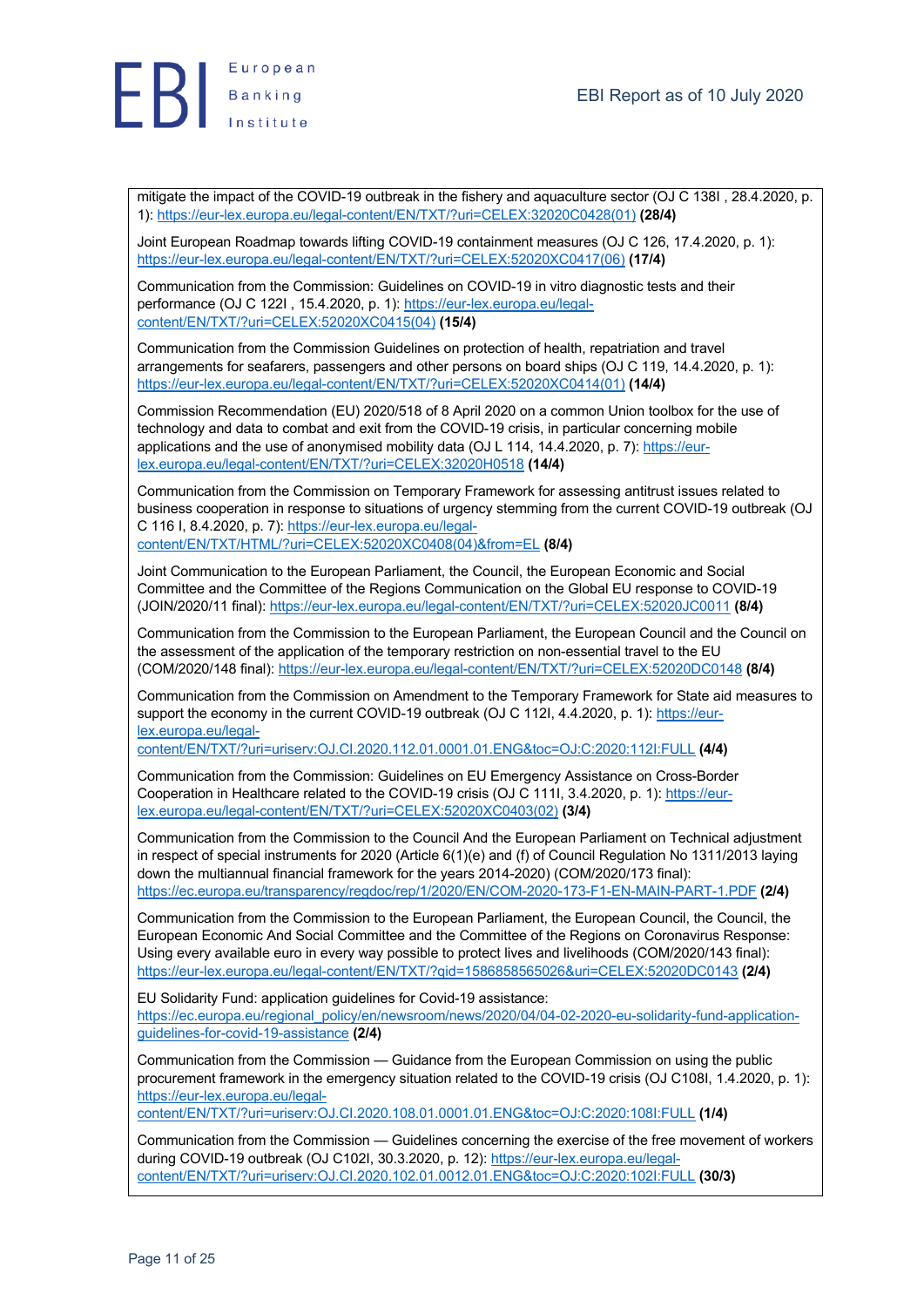mitigate the impact of the COVID-19 outbreak in the fishery and aquaculture sector (OJ C 138I , 28.4.2020, p. 1): https://eur-lex.europa.eu/legal-content/EN/TXT/?uri=CELEX:32020C0428(01) **(28/4)**

Joint European Roadmap towards lifting COVID-19 containment measures (OJ C 126, 17.4.2020, p. 1): https://eur-lex.europa.eu/legal-content/EN/TXT/?uri=CELEX:52020XC0417(06) **(17/4)**

Communication from the Commission: Guidelines on COVID-19 in vitro diagnostic tests and their performance (OJ C 122I , 15.4.2020, p. 1): https://eur-lex.europa.eu/legal-content/EN/TXT/?uri=CELEX:52020XC0415(04) **(15/4)**

Communication from the Commission Guidelines on protection of health, repatriation and travel arrangements for seafarers, passengers and other persons on board ships (OJ C 119, 14.4.2020, p. 1): https://eur-lex.europa.eu/legal-content/EN/TXT/?uri=CELEX:52020XC0414(01) **(14/4)**

Commission Recommendation (EU) 2020/518 of 8 April 2020 on a common Union toolbox for the use of technology and data to combat and exit from the COVID-19 crisis, in particular concerning mobile applications and the use of anonymised mobility data (OJ L 114, 14.4.2020, p. 7): https://eur-lex.europa.eu/legal-content/EN/TXT/?uri=CELEX:32020H0518 **(14/4)**

Communication from the Commission on Temporary Framework for assessing antitrust issues related to business cooperation in response to situations of urgency stemming from the current COVID-19 outbreak (OJ C 116 I, 8.4.2020, p. 7): https://eur-lex.europa.eu/legal-content/EN/TXT/HTML/?uri=CELEX:52020XC0408(04)&from=EL **(8/4)**

Joint Communication to the European Parliament, the Council, the European Economic and Social Committee and the Committee of the Regions Communication on the Global EU response to COVID-19 (JOIN/2020/11 final): https://eur-lex.europa.eu/legal-content/EN/TXT/?uri=CELEX:52020JC0011 **(8/4)**

Communication from the Commission to the European Parliament, the European Council and the Council on the assessment of the application of the temporary restriction on non-essential travel to the EU (COM/2020/148 final): https://eur-lex.europa.eu/legal-content/EN/TXT/?uri=CELEX:52020DC0148 **(8/4)**

Communication from the Commission on Amendment to the Temporary Framework for State aid measures to support the economy in the current COVID-19 outbreak (OJ C 112I, 4.4.2020, p. 1): https://eur-lex.europa.eu/legal-content/EN/TXT/?uri=uriserv:OJ.CI.2020.112.01.0001.01.ENG&toc=OJ:C:2020:112I:FULL **(4/4)**

Communication from the Commission: Guidelines on EU Emergency Assistance on Cross-Border Cooperation in Healthcare related to the COVID-19 crisis (OJ C 111I, 3.4.2020, p. 1): https://eur-lex.europa.eu/legal-content/EN/TXT/?uri=CELEX:52020XC0403(02) **(3/4)**

Communication from the Commission to the Council And the European Parliament on Technical adjustment in respect of special instruments for 2020 (Article 6(1)(e) and (f) of Council Regulation No 1311/2013 laying down the multiannual financial framework for the years 2014-2020) (COM/2020/173 final): https://ec.europa.eu/transparency/regdoc/rep/1/2020/EN/COM-2020-173-F1-EN-MAIN-PART-1.PDF **(2/4)**

Communication from the Commission to the European Parliament, the European Council, the Council, the European Economic And Social Committee and the Committee of the Regions on Coronavirus Response: Using every available euro in every way possible to protect lives and livelihoods (COM/2020/143 final): https://eur-lex.europa.eu/legal-content/EN/TXT/?qid=1586858565026&uri=CELEX:52020DC0143 **(2/4)**

EU Solidarity Fund: application guidelines for Covid-19 assistance: https://ec.europa.eu/regional_policy/en/newsroom/news/2020/04/04-02-2020-eu-solidarity-fund-application-guidelines-for-covid-19-assistance **(2/4)**

Communication from the Commission — Guidance from the European Commission on using the public procurement framework in the emergency situation related to the COVID-19 crisis (OJ C108I, 1.4.2020, p. 1): https://eur-lex.europa.eu/legal-content/EN/TXT/?uri=uriserv:OJ.CI.2020.108.01.0001.01.ENG&toc=OJ:C:2020:108I:FULL **(1/4)**

Communication from the Commission — Guidelines concerning the exercise of the free movement of workers during COVID-19 outbreak (OJ C102I, 30.3.2020, p. 12): https://eur-lex.europa.eu/legal-content/EN/TXT/?uri=uriserv:OJ.CI.2020.102.01.0012.01.ENG&toc=OJ:C:2020:102I:FULL **(30/3)**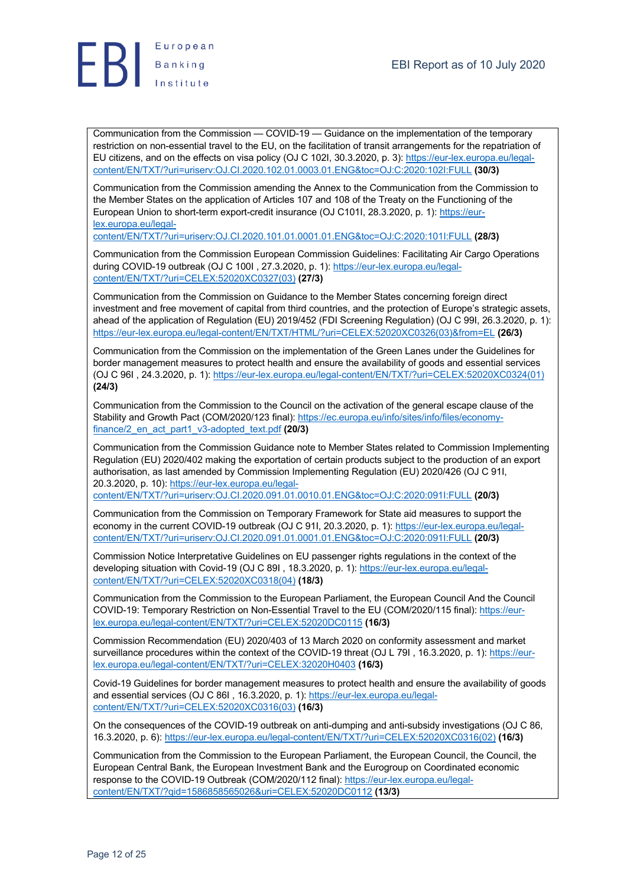Communication from the Commission — COVID-19 — Guidance on the implementation of the temporary restriction on non-essential travel to the EU, on the facilitation of transit arrangements for the repatriation of EU citizens, and on the effects on visa policy (OJ C 102I, 30.3.2020, p. 3): https://eur-lex.europa.eu/legal-content/EN/TXT/?uri=uriserv:OJ.CI.2020.102.01.0003.01.ENG&toc=OJ:C:2020:102I:FULL **(30/3)**

Communication from the Commission amending the Annex to the Communication from the Commission to the Member States on the application of Articles 107 and 108 of the Treaty on the Functioning of the European Union to short-term export-credit insurance (OJ C101I, 28.3.2020, p. 1): https://eur-lex.europa.eu/legal-content/EN/TXT/?uri=uriserv:OJ.CI.2020.101.01.0001.01.ENG&toc=OJ:C:2020:101I:FULL **(28/3)**

Communication from the Commission European Commission Guidelines: Facilitating Air Cargo Operations during COVID-19 outbreak (OJ C 100I , 27.3.2020, p. 1): https://eur-lex.europa.eu/legal-content/EN/TXT/?uri=CELEX:52020XC0327(03) **(27/3)**

Communication from the Commission on Guidance to the Member States concerning foreign direct investment and free movement of capital from third countries, and the protection of Europe's strategic assets, ahead of the application of Regulation (EU) 2019/452 (FDI Screening Regulation) (OJ C 99I, 26.3.2020, p. 1): https://eur-lex.europa.eu/legal-content/EN/TXT/HTML/?uri=CELEX:52020XC0326(03)&from=EL **(26/3)**

Communication from the Commission on the implementation of the Green Lanes under the Guidelines for border management measures to protect health and ensure the availability of goods and essential services (OJ C 96I , 24.3.2020, p. 1): https://eur-lex.europa.eu/legal-content/EN/TXT/?uri=CELEX:52020XC0324(01) **(24/3)**

Communication from the Commission to the Council on the activation of the general escape clause of the Stability and Growth Pact (COM/2020/123 final): https://ec.europa.eu/info/sites/info/files/economy-finance/2_en_act_part1_v3-adopted_text.pdf **(20/3)**

Communication from the Commission Guidance note to Member States related to Commission Implementing Regulation (EU) 2020/402 making the exportation of certain products subject to the production of an export authorisation, as last amended by Commission Implementing Regulation (EU) 2020/426 (OJ C 91I, 20.3.2020, p. 10): https://eur-lex.europa.eu/legal-content/EN/TXT/?uri=uriserv:OJ.CI.2020.091.01.0010.01.ENG&toc=OJ:C:2020:091I:FULL **(20/3)**

Communication from the Commission on Temporary Framework for State aid measures to support the economy in the current COVID-19 outbreak (OJ C 91I, 20.3.2020, p. 1): https://eur-lex.europa.eu/legal-content/EN/TXT/?uri=uriserv:OJ.CI.2020.091.01.0001.01.ENG&toc=OJ:C:2020:091I:FULL **(20/3)**

Commission Notice Interpretative Guidelines on EU passenger rights regulations in the context of the developing situation with Covid-19 (OJ C 89I , 18.3.2020, p. 1): https://eur-lex.europa.eu/legal-content/EN/TXT/?uri=CELEX:52020XC0318(04) **(18/3)**

Communication from the Commission to the European Parliament, the European Council And the Council COVID-19: Temporary Restriction on Non-Essential Travel to the EU (COM/2020/115 final): https://eur-lex.europa.eu/legal-content/EN/TXT/?uri=CELEX:52020DC0115 **(16/3)**

Commission Recommendation (EU) 2020/403 of 13 March 2020 on conformity assessment and market surveillance procedures within the context of the COVID-19 threat (OJ L 79I , 16.3.2020, p. 1): https://eur-lex.europa.eu/legal-content/EN/TXT/?uri=CELEX:32020H0403 **(16/3)**

Covid-19 Guidelines for border management measures to protect health and ensure the availability of goods and essential services (OJ C 86I , 16.3.2020, p. 1): https://eur-lex.europa.eu/legal-content/EN/TXT/?uri=CELEX:52020XC0316(03) **(16/3)**

On the consequences of the COVID-19 outbreak on anti-dumping and anti-subsidy investigations (OJ C 86, 16.3.2020, p. 6): https://eur-lex.europa.eu/legal-content/EN/TXT/?uri=CELEX:52020XC0316(02) **(16/3)**

Communication from the Commission to the European Parliament, the European Council, the Council, the European Central Bank, the European Investment Bank and the Eurogroup on Coordinated economic response to the COVID-19 Outbreak (COM/2020/112 final): https://eur-lex.europa.eu/legal-content/EN/TXT/?qid=1586858565026&uri=CELEX:52020DC0112 **(13/3)**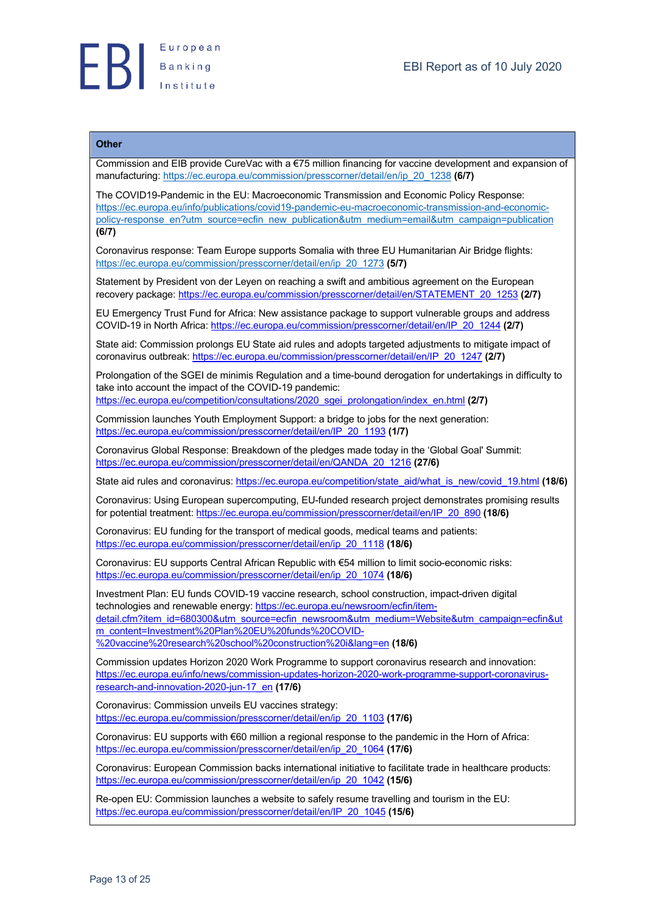## Other

Commission and EIB provide CureVac with a €75 million financing for vaccine development and expansion of manufacturing: https://ec.europa.eu/commission/presscorner/detail/en/ip_20_1238 **(6/7)**

The COVID19-Pandemic in the EU: Macroeconomic Transmission and Economic Policy Response: https://ec.europa.eu/info/publications/covid19-pandemic-eu-macroeconomic-transmission-and-economic-policy-response_en?utm_source=ecfin_new_publication&utm_medium=email&utm_campaign=publication **(6/7)**

Coronavirus response: Team Europe supports Somalia with three EU Humanitarian Air Bridge flights: https://ec.europa.eu/commission/presscorner/detail/en/ip_20_1273 **(5/7)**

Statement by President von der Leyen on reaching a swift and ambitious agreement on the European recovery package: https://ec.europa.eu/commission/presscorner/detail/en/STATEMENT_20_1253 **(2/7)**

EU Emergency Trust Fund for Africa: New assistance package to support vulnerable groups and address COVID-19 in North Africa: https://ec.europa.eu/commission/presscorner/detail/en/IP_20_1244 **(2/7)**

State aid: Commission prolongs EU State aid rules and adopts targeted adjustments to mitigate impact of coronavirus outbreak: https://ec.europa.eu/commission/presscorner/detail/en/IP_20_1247 **(2/7)**

Prolongation of the SGEI de minimis Regulation and a time-bound derogation for undertakings in difficulty to take into account the impact of the COVID-19 pandemic: https://ec.europa.eu/competition/consultations/2020_sgei_prolongation/index_en.html **(2/7)**

Commission launches Youth Employment Support: a bridge to jobs for the next generation: https://ec.europa.eu/commission/presscorner/detail/en/IP_20_1193 **(1/7)**

Coronavirus Global Response: Breakdown of the pledges made today in the 'Global Goal' Summit: https://ec.europa.eu/commission/presscorner/detail/en/QANDA_20_1216 **(27/6)**

State aid rules and coronavirus: https://ec.europa.eu/competition/state_aid/what_is_new/covid_19.html **(18/6)**

Coronavirus: Using European supercomputing, EU-funded research project demonstrates promising results for potential treatment: https://ec.europa.eu/commission/presscorner/detail/en/IP_20_890 **(18/6)**

Coronavirus: EU funding for the transport of medical goods, medical teams and patients: https://ec.europa.eu/commission/presscorner/detail/en/ip_20_1118 **(18/6)**

Coronavirus: EU supports Central African Republic with €54 million to limit socio-economic risks: https://ec.europa.eu/commission/presscorner/detail/en/ip_20_1074 **(18/6)**

Investment Plan: EU funds COVID-19 vaccine research, school construction, impact-driven digital technologies and renewable energy: https://ec.europa.eu/newsroom/ecfin/item-detail.cfm?item_id=680300&utm_source=ecfin_newsroom&utm_medium=Website&utm_campaign=ecfin&utm_content=Investment%20Plan%20EU%20funds%20COVID-%20vaccine%20research%20school%20construction%20i&lang=en **(18/6)**

Commission updates Horizon 2020 Work Programme to support coronavirus research and innovation: https://ec.europa.eu/info/news/commission-updates-horizon-2020-work-programme-support-coronavirus-research-and-innovation-2020-jun-17_en **(17/6)**

Coronavirus: Commission unveils EU vaccines strategy: https://ec.europa.eu/commission/presscorner/detail/en/ip_20_1103 **(17/6)**

Coronavirus: EU supports with €60 million a regional response to the pandemic in the Horn of Africa: https://ec.europa.eu/commission/presscorner/detail/en/ip_20_1064 **(17/6)**

Coronavirus: European Commission backs international initiative to facilitate trade in healthcare products: https://ec.europa.eu/commission/presscorner/detail/en/ip_20_1042 **(15/6)**

Re-open EU: Commission launches a website to safely resume travelling and tourism in the EU: https://ec.europa.eu/commission/presscorner/detail/en/IP_20_1045 **(15/6)**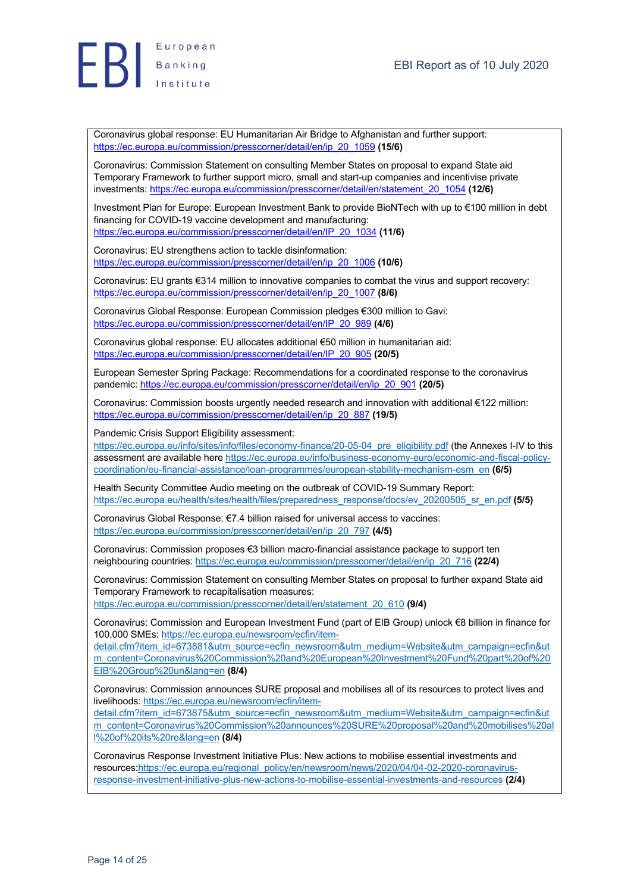Coronavirus global response: EU Humanitarian Air Bridge to Afghanistan and further support: https://ec.europa.eu/commission/presscorner/detail/en/ip_20_1059 **(15/6)**

Coronavirus: Commission Statement on consulting Member States on proposal to expand State aid Temporary Framework to further support micro, small and start-up companies and incentivise private investments: https://ec.europa.eu/commission/presscorner/detail/en/statement_20_1054 **(12/6)**

Investment Plan for Europe: European Investment Bank to provide BioNTech with up to €100 million in debt financing for COVID-19 vaccine development and manufacturing: https://ec.europa.eu/commission/presscorner/detail/en/IP_20_1034 **(11/6)**

Coronavirus: EU strengthens action to tackle disinformation: https://ec.europa.eu/commission/presscorner/detail/en/ip_20_1006 **(10/6)**

Coronavirus: EU grants €314 million to innovative companies to combat the virus and support recovery: https://ec.europa.eu/commission/presscorner/detail/en/ip_20_1007 **(8/6)**

Coronavirus Global Response: European Commission pledges €300 million to Gavi: https://ec.europa.eu/commission/presscorner/detail/en/IP_20_989 **(4/6)**

Coronavirus global response: EU allocates additional €50 million in humanitarian aid: https://ec.europa.eu/commission/presscorner/detail/en/IP_20_905 **(20/5)**

European Semester Spring Package: Recommendations for a coordinated response to the coronavirus pandemic: https://ec.europa.eu/commission/presscorner/detail/en/ip_20_901 **(20/5)**

Coronavirus: Commission boosts urgently needed research and innovation with additional €122 million: https://ec.europa.eu/commission/presscorner/detail/en/ip_20_887 **(19/5)**

Pandemic Crisis Support Eligibility assessment: https://ec.europa.eu/info/sites/info/files/economy-finance/20-05-04_pre_eligibility.pdf (the Annexes I-IV to this assessment are available here https://ec.europa.eu/info/business-economy-euro/economic-and-fiscal-policy-coordination/eu-financial-assistance/loan-programmes/european-stability-mechanism-esm_en **(6/5)**

Health Security Committee Audio meeting on the outbreak of COVID-19 Summary Report: https://ec.europa.eu/health/sites/health/files/preparedness_response/docs/ev_20200505_sr_en.pdf **(5/5)**

Coronavirus Global Response: €7.4 billion raised for universal access to vaccines: https://ec.europa.eu/commission/presscorner/detail/en/ip_20_797 **(4/5)**

Coronavirus: Commission proposes €3 billion macro-financial assistance package to support ten neighbouring countries: https://ec.europa.eu/commission/presscorner/detail/en/ip_20_716 **(22/4)**

Coronavirus: Commission Statement on consulting Member States on proposal to further expand State aid Temporary Framework to recapitalisation measures: https://ec.europa.eu/commission/presscorner/detail/en/statement_20_610 **(9/4)**

Coronavirus: Commission and European Investment Fund (part of EIB Group) unlock €8 billion in finance for 100,000 SMEs: https://ec.europa.eu/newsroom/ecfin/item-detail.cfm?item_id=673881&utm_source=ecfin_newsroom&utm_medium=Website&utm_campaign=ecfin&utm_content=Coronavirus%20Commission%20and%20European%20Investment%20Fund%20part%20of%20EIB%20Group%20un&lang=en **(8/4)**

Coronavirus: Commission announces SURE proposal and mobilises all of its resources to protect lives and livelihoods: https://ec.europa.eu/newsroom/ecfin/item-detail.cfm?item_id=673875&utm_source=ecfin_newsroom&utm_medium=Website&utm_campaign=ecfin&utm_content=Coronavirus%20Commission%20announces%20SURE%20proposal%20and%20mobilises%20all%20of%20its%20re&lang=en **(8/4)**

Coronavirus Response Investment Initiative Plus: New actions to mobilise essential investments and resources:https://ec.europa.eu/regional_policy/en/newsroom/news/2020/04/04-02-2020-coronavirus-response-investment-initiative-plus-new-actions-to-mobilise-essential-investments-and-resources **(2/4)**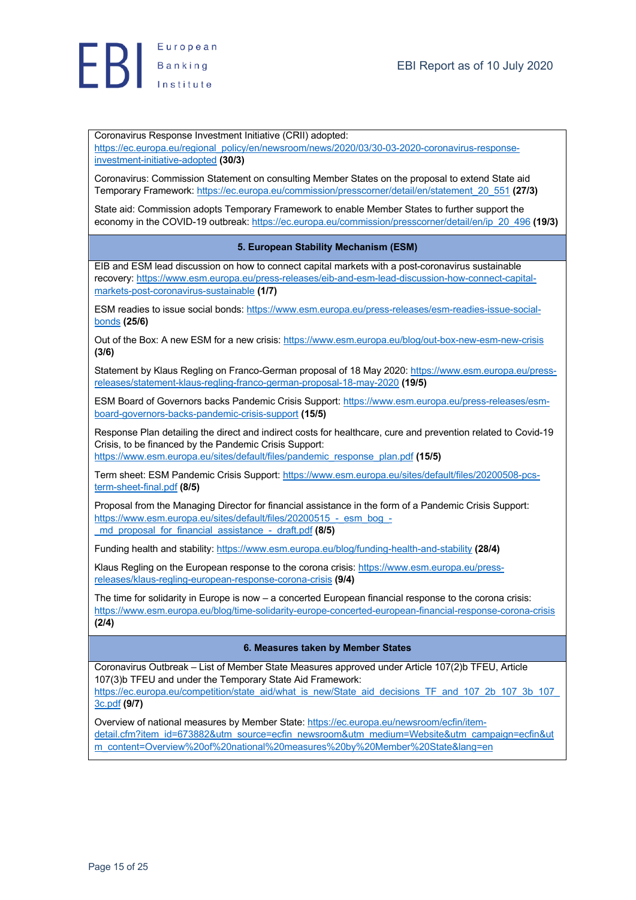Coronavirus Response Investment Initiative (CRII) adopted: https://ec.europa.eu/regional_policy/en/newsroom/news/2020/03/30-03-2020-coronavirus-response-investment-initiative-adopted **(30/3)**

Coronavirus: Commission Statement on consulting Member States on the proposal to extend State aid Temporary Framework: https://ec.europa.eu/commission/presscorner/detail/en/statement_20_551 **(27/3)**

State aid: Commission adopts Temporary Framework to enable Member States to further support the economy in the COVID-19 outbreak: https://ec.europa.eu/commission/presscorner/detail/en/ip_20_496 **(19/3)**

## 5. European Stability Mechanism (ESM)

EIB and ESM lead discussion on how to connect capital markets with a post-coronavirus sustainable recovery: https://www.esm.europa.eu/press-releases/eib-and-esm-lead-discussion-how-connect-capital-markets-post-coronavirus-sustainable **(1/7)**

ESM readies to issue social bonds: https://www.esm.europa.eu/press-releases/esm-readies-issue-social-bonds **(25/6)**

Out of the Box: A new ESM for a new crisis: https://www.esm.europa.eu/blog/out-box-new-esm-new-crisis **(3/6)**

Statement by Klaus Regling on Franco-German proposal of 18 May 2020: https://www.esm.europa.eu/press-releases/statement-klaus-regling-franco-german-proposal-18-may-2020 **(19/5)**

ESM Board of Governors backs Pandemic Crisis Support: https://www.esm.europa.eu/press-releases/esm-board-governors-backs-pandemic-crisis-support **(15/5)**

Response Plan detailing the direct and indirect costs for healthcare, cure and prevention related to Covid-19 Crisis, to be financed by the Pandemic Crisis Support: https://www.esm.europa.eu/sites/default/files/pandemic_response_plan.pdf **(15/5)**

Term sheet: ESM Pandemic Crisis Support: https://www.esm.europa.eu/sites/default/files/20200508-pcs-term-sheet-final.pdf **(8/5)**

Proposal from the Managing Director for financial assistance in the form of a Pandemic Crisis Support: https://www.esm.europa.eu/sites/default/files/20200515_-_esm_bog_-_md_proposal_for_financial_assistance_-_draft.pdf **(8/5)**

Funding health and stability: https://www.esm.europa.eu/blog/funding-health-and-stability **(28/4)**

Klaus Regling on the European response to the corona crisis: https://www.esm.europa.eu/press-releases/klaus-regling-european-response-corona-crisis **(9/4)**

The time for solidarity in Europe is now – a concerted European financial response to the corona crisis: https://www.esm.europa.eu/blog/time-solidarity-europe-concerted-european-financial-response-corona-crisis **(2/4)**

## 6. Measures taken by Member States

Coronavirus Outbreak – List of Member State Measures approved under Article 107(2)b TFEU, Article 107(3)b TFEU and under the Temporary State Aid Framework: https://ec.europa.eu/competition/state_aid/what_is_new/State_aid_decisions_TF_and_107_2b_107_3b_107_3c.pdf **(9/7)**

Overview of national measures by Member State: https://ec.europa.eu/newsroom/ecfin/item-detail.cfm?item_id=673882&utm_source=ecfin_newsroom&utm_medium=Website&utm_campaign=ecfin&utm_content=Overview%20of%20national%20measures%20by%20Member%20State&lang=en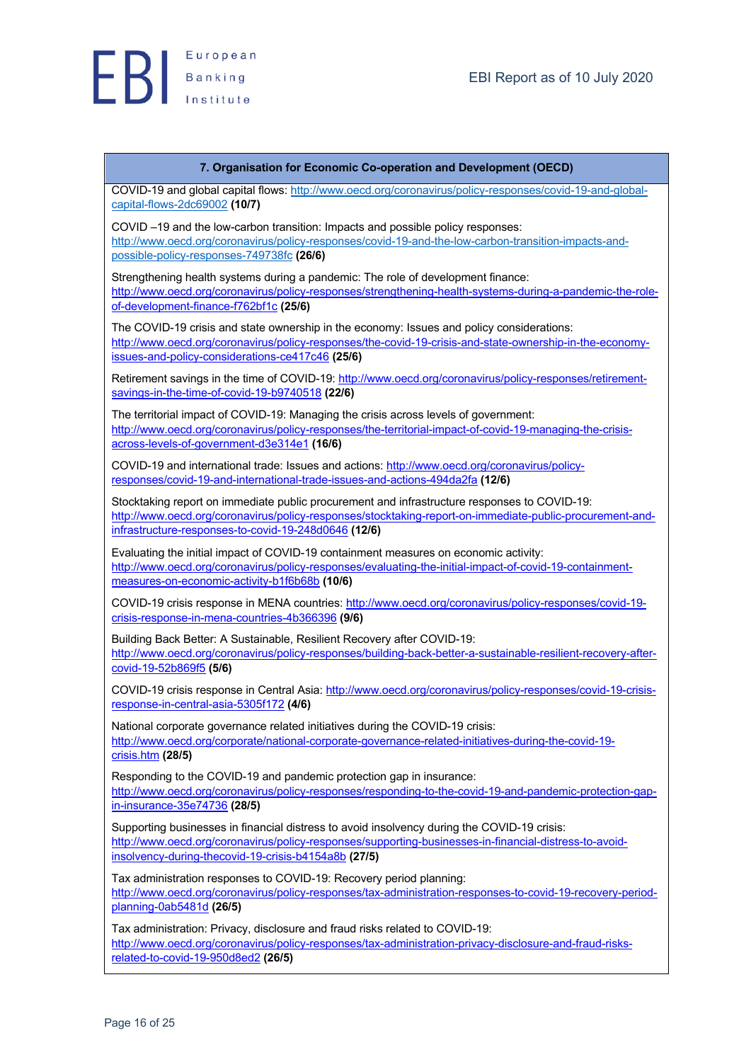**7. Organisation for Economic Co-operation and Development (OECD)**

COVID-19 and global capital flows: http://www.oecd.org/coronavirus/policy-responses/covid-19-and-global-capital-flows-2dc69002 **(10/7)**

COVID –19 and the low-carbon transition: Impacts and possible policy responses: http://www.oecd.org/coronavirus/policy-responses/covid-19-and-the-low-carbon-transition-impacts-and-possible-policy-responses-749738fc **(26/6)**

Strengthening health systems during a pandemic: The role of development finance: http://www.oecd.org/coronavirus/policy-responses/strengthening-health-systems-during-a-pandemic-the-role-of-development-finance-f762bf1c **(25/6)**

The COVID-19 crisis and state ownership in the economy: Issues and policy considerations: http://www.oecd.org/coronavirus/policy-responses/the-covid-19-crisis-and-state-ownership-in-the-economy-issues-and-policy-considerations-ce417c46 **(25/6)**

Retirement savings in the time of COVID-19: http://www.oecd.org/coronavirus/policy-responses/retirement-savings-in-the-time-of-covid-19-b9740518 **(22/6)**

The territorial impact of COVID-19: Managing the crisis across levels of government: http://www.oecd.org/coronavirus/policy-responses/the-territorial-impact-of-covid-19-managing-the-crisis-across-levels-of-government-d3e314e1 **(16/6)**

COVID-19 and international trade: Issues and actions: http://www.oecd.org/coronavirus/policy-responses/covid-19-and-international-trade-issues-and-actions-494da2fa **(12/6)**

Stocktaking report on immediate public procurement and infrastructure responses to COVID-19: http://www.oecd.org/coronavirus/policy-responses/stocktaking-report-on-immediate-public-procurement-and-infrastructure-responses-to-covid-19-248d0646 **(12/6)**

Evaluating the initial impact of COVID-19 containment measures on economic activity: http://www.oecd.org/coronavirus/policy-responses/evaluating-the-initial-impact-of-covid-19-containment-measures-on-economic-activity-b1f6b68b **(10/6)**

COVID-19 crisis response in MENA countries: http://www.oecd.org/coronavirus/policy-responses/covid-19-crisis-response-in-mena-countries-4b366396 **(9/6)**

Building Back Better: A Sustainable, Resilient Recovery after COVID-19: http://www.oecd.org/coronavirus/policy-responses/building-back-better-a-sustainable-resilient-recovery-after-covid-19-52b869f5 **(5/6)**

COVID-19 crisis response in Central Asia: http://www.oecd.org/coronavirus/policy-responses/covid-19-crisis-response-in-central-asia-5305f172 **(4/6)**

National corporate governance related initiatives during the COVID-19 crisis: http://www.oecd.org/corporate/national-corporate-governance-related-initiatives-during-the-covid-19-crisis.htm **(28/5)**

Responding to the COVID-19 and pandemic protection gap in insurance: http://www.oecd.org/coronavirus/policy-responses/responding-to-the-covid-19-and-pandemic-protection-gap-in-insurance-35e74736 **(28/5)**

Supporting businesses in financial distress to avoid insolvency during the COVID-19 crisis: http://www.oecd.org/coronavirus/policy-responses/supporting-businesses-in-financial-distress-to-avoid-insolvency-during-thecovid-19-crisis-b4154a8b **(27/5)**

Tax administration responses to COVID-19: Recovery period planning: http://www.oecd.org/coronavirus/policy-responses/tax-administration-responses-to-covid-19-recovery-period-planning-0ab5481d **(26/5)**

Tax administration: Privacy, disclosure and fraud risks related to COVID-19: http://www.oecd.org/coronavirus/policy-responses/tax-administration-privacy-disclosure-and-fraud-risks-related-to-covid-19-950d8ed2 **(26/5)**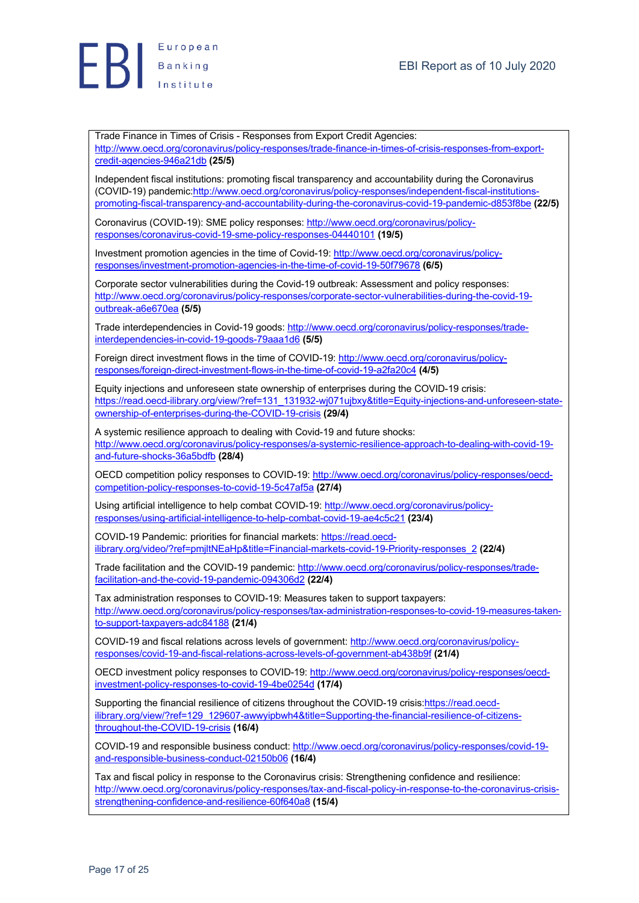Trade Finance in Times of Crisis - Responses from Export Credit Agencies: http://www.oecd.org/coronavirus/policy-responses/trade-finance-in-times-of-crisis-responses-from-export-credit-agencies-946a21db **(25/5)**

Independent fiscal institutions: promoting fiscal transparency and accountability during the Coronavirus (COVID-19) pandemic:http://www.oecd.org/coronavirus/policy-responses/independent-fiscal-institutions-promoting-fiscal-transparency-and-accountability-during-the-coronavirus-covid-19-pandemic-d853f8be **(22/5)**

Coronavirus (COVID-19): SME policy responses: http://www.oecd.org/coronavirus/policy-responses/coronavirus-covid-19-sme-policy-responses-04440101 **(19/5)**

Investment promotion agencies in the time of Covid-19: http://www.oecd.org/coronavirus/policy-responses/investment-promotion-agencies-in-the-time-of-covid-19-50f79678 **(6/5)**

Corporate sector vulnerabilities during the Covid-19 outbreak: Assessment and policy responses: http://www.oecd.org/coronavirus/policy-responses/corporate-sector-vulnerabilities-during-the-covid-19-outbreak-a6e670ea **(5/5)**

Trade interdependencies in Covid-19 goods: http://www.oecd.org/coronavirus/policy-responses/trade-interdependencies-in-covid-19-goods-79aaa1d6 **(5/5)**

Foreign direct investment flows in the time of COVID-19: http://www.oecd.org/coronavirus/policy-responses/foreign-direct-investment-flows-in-the-time-of-covid-19-a2fa20c4 **(4/5)**

Equity injections and unforeseen state ownership of enterprises during the COVID-19 crisis: https://read.oecd-ilibrary.org/view/?ref=131_131932-wj071ujbxy&title=Equity-injections-and-unforeseen-state-ownership-of-enterprises-during-the-COVID-19-crisis **(29/4)**

A systemic resilience approach to dealing with Covid-19 and future shocks: http://www.oecd.org/coronavirus/policy-responses/a-systemic-resilience-approach-to-dealing-with-covid-19-and-future-shocks-36a5bdfb **(28/4)**

OECD competition policy responses to COVID-19: http://www.oecd.org/coronavirus/policy-responses/oecd-competition-policy-responses-to-covid-19-5c47af5a **(27/4)**

Using artificial intelligence to help combat COVID-19: http://www.oecd.org/coronavirus/policy-responses/using-artificial-intelligence-to-help-combat-covid-19-ae4c5c21 **(23/4)**

COVID-19 Pandemic: priorities for financial markets: https://read.oecd-ilibrary.org/video/?ref=pmjltNEaHp&title=Financial-markets-covid-19-Priority-responses_2 **(22/4)**

Trade facilitation and the COVID-19 pandemic: http://www.oecd.org/coronavirus/policy-responses/trade-facilitation-and-the-covid-19-pandemic-094306d2 **(22/4)**

Tax administration responses to COVID-19: Measures taken to support taxpayers: http://www.oecd.org/coronavirus/policy-responses/tax-administration-responses-to-covid-19-measures-taken-to-support-taxpayers-adc84188 **(21/4)**

COVID-19 and fiscal relations across levels of government: http://www.oecd.org/coronavirus/policy-responses/covid-19-and-fiscal-relations-across-levels-of-government-ab438b9f **(21/4)**

OECD investment policy responses to COVID-19: http://www.oecd.org/coronavirus/policy-responses/oecd-investment-policy-responses-to-covid-19-4be0254d **(17/4)**

Supporting the financial resilience of citizens throughout the COVID-19 crisis:https://read.oecd-ilibrary.org/view/?ref=129_129607-awwyipbwh4&title=Supporting-the-financial-resilience-of-citizens-throughout-the-COVID-19-crisis **(16/4)**

COVID-19 and responsible business conduct: http://www.oecd.org/coronavirus/policy-responses/covid-19-and-responsible-business-conduct-02150b06 **(16/4)**

Tax and fiscal policy in response to the Coronavirus crisis: Strengthening confidence and resilience: http://www.oecd.org/coronavirus/policy-responses/tax-and-fiscal-policy-in-response-to-the-coronavirus-crisis-strengthening-confidence-and-resilience-60f640a8 **(15/4)**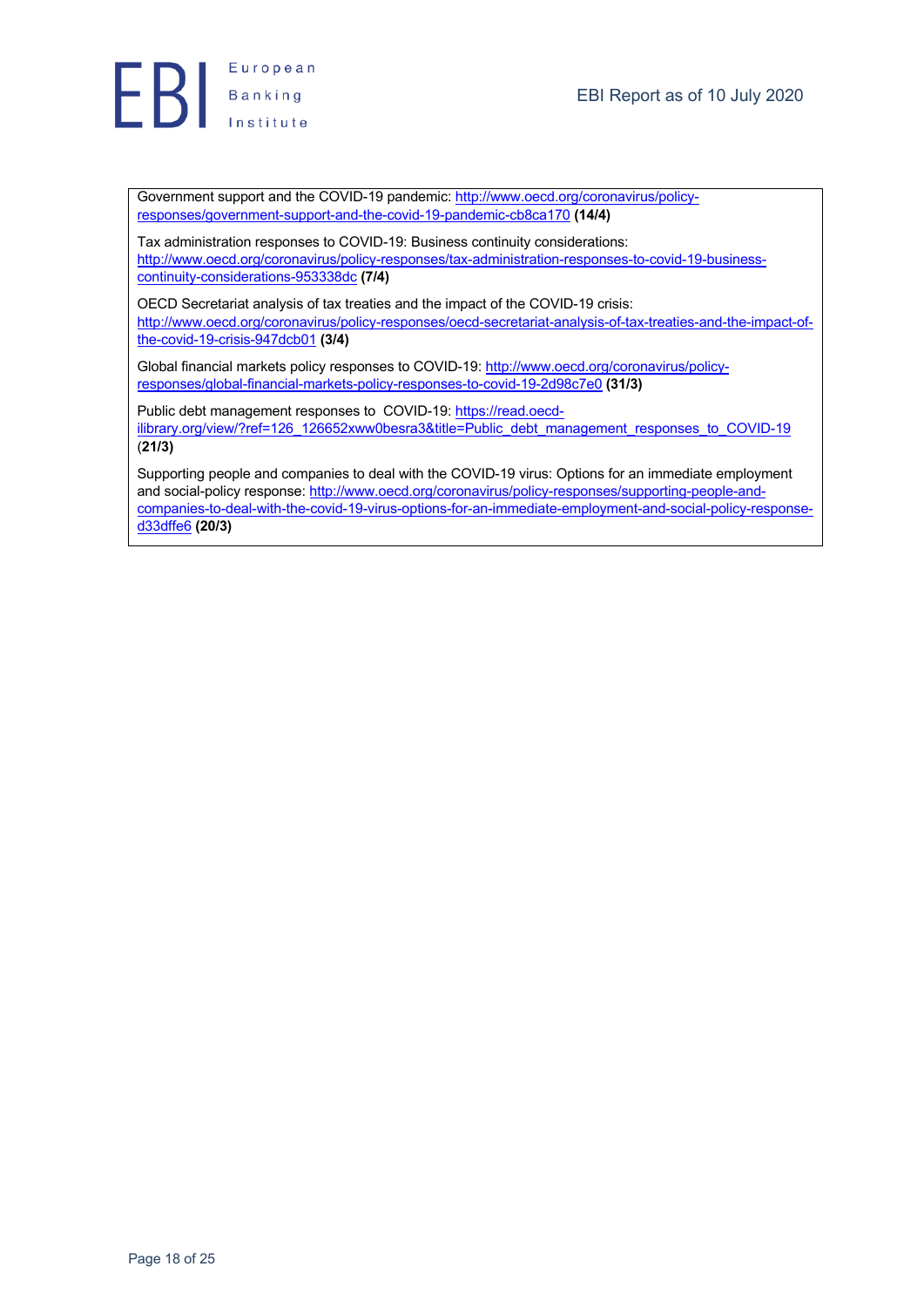Government support and the COVID-19 pandemic: [http://www.oecd.org/coronavirus/policy-responses/government-support-and-the-covid-19-pandemic-cb8ca170](http://www.oecd.org/coronavirus/policy-responses/government-support-and-the-covid-19-pandemic-cb8ca170) **(14/4)**

Tax administration responses to COVID-19: Business continuity considerations: [http://www.oecd.org/coronavirus/policy-responses/tax-administration-responses-to-covid-19-business-continuity-considerations-953338dc](http://www.oecd.org/coronavirus/policy-responses/tax-administration-responses-to-covid-19-business-continuity-considerations-953338dc) **(7/4)**

OECD Secretariat analysis of tax treaties and the impact of the COVID-19 crisis: [http://www.oecd.org/coronavirus/policy-responses/oecd-secretariat-analysis-of-tax-treaties-and-the-impact-of-the-covid-19-crisis-947dcb01](http://www.oecd.org/coronavirus/policy-responses/oecd-secretariat-analysis-of-tax-treaties-and-the-impact-of-the-covid-19-crisis-947dcb01) **(3/4)**

Global financial markets policy responses to COVID-19: [http://www.oecd.org/coronavirus/policy-responses/global-financial-markets-policy-responses-to-covid-19-2d98c7e0](http://www.oecd.org/coronavirus/policy-responses/global-financial-markets-policy-responses-to-covid-19-2d98c7e0) **(31/3)**

Public debt management responses to COVID-19: [https://read.oecd-ilibrary.org/view/?ref=126_126652xww0besra3&title=Public_debt_management_responses_to_COVID-19](https://read.oecd-ilibrary.org/view/?ref=126_126652xww0besra3&title=Public_debt_management_responses_to_COVID-19) (**21/3)**

Supporting people and companies to deal with the COVID-19 virus: Options for an immediate employment and social-policy response: [http://www.oecd.org/coronavirus/policy-responses/supporting-people-and-companies-to-deal-with-the-covid-19-virus-options-for-an-immediate-employment-and-social-policy-response-d33dffe6](http://www.oecd.org/coronavirus/policy-responses/supporting-people-and-companies-to-deal-with-the-covid-19-virus-options-for-an-immediate-employment-and-social-policy-response-d33dffe6) **(20/3)**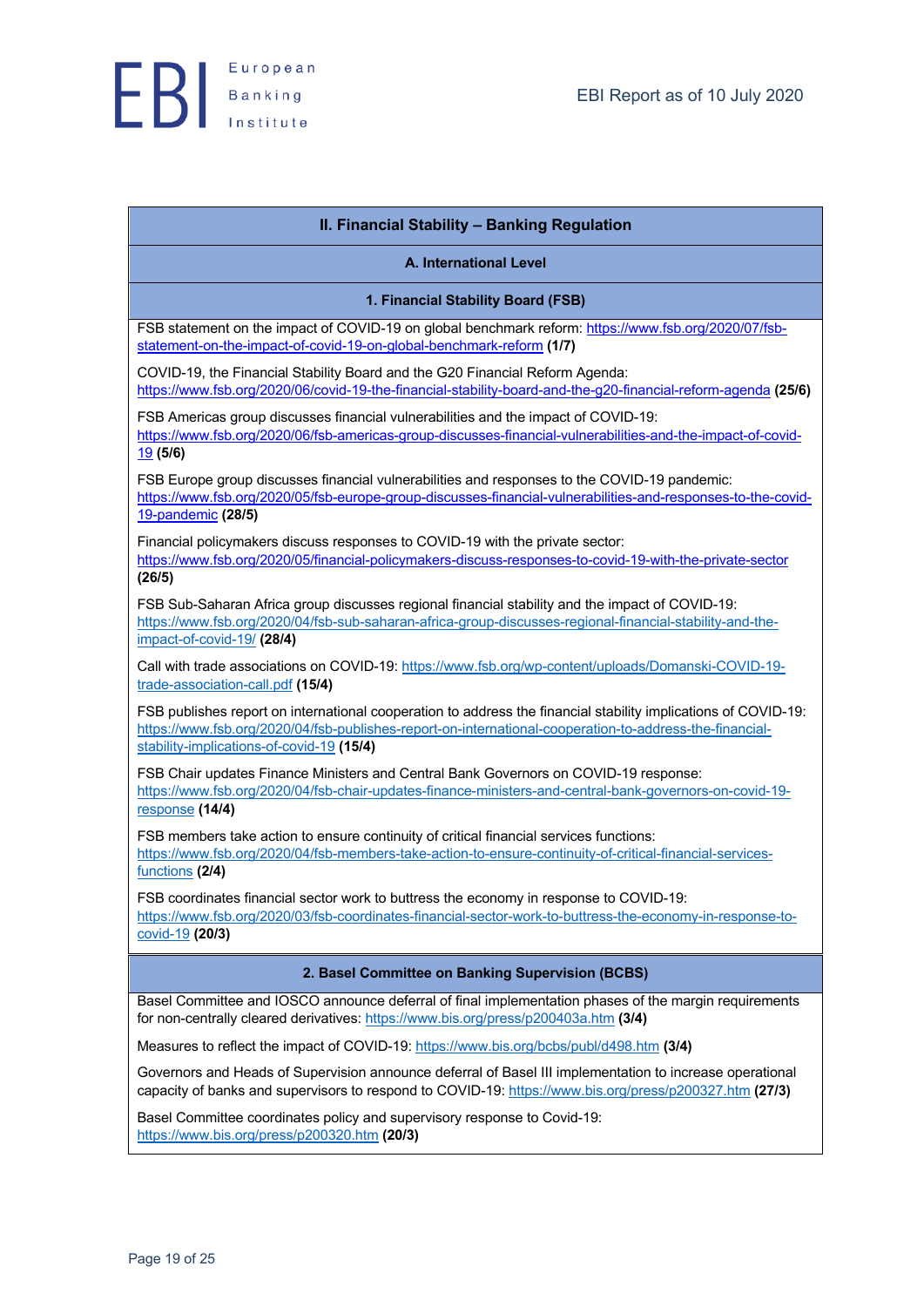## II. Financial Stability – Banking Regulation

### A. International Level

#### 1. Financial Stability Board (FSB)

FSB statement on the impact of COVID-19 on global benchmark reform: https://www.fsb.org/2020/07/fsb-statement-on-the-impact-of-covid-19-on-global-benchmark-reform **(1/7)**

COVID-19, the Financial Stability Board and the G20 Financial Reform Agenda: https://www.fsb.org/2020/06/covid-19-the-financial-stability-board-and-the-g20-financial-reform-agenda **(25/6)**

FSB Americas group discusses financial vulnerabilities and the impact of COVID-19: https://www.fsb.org/2020/06/fsb-americas-group-discusses-financial-vulnerabilities-and-the-impact-of-covid-19 **(5/6)**

FSB Europe group discusses financial vulnerabilities and responses to the COVID-19 pandemic: https://www.fsb.org/2020/05/fsb-europe-group-discusses-financial-vulnerabilities-and-responses-to-the-covid-19-pandemic **(28/5)**

Financial policymakers discuss responses to COVID-19 with the private sector: https://www.fsb.org/2020/05/financial-policymakers-discuss-responses-to-covid-19-with-the-private-sector **(26/5)**

FSB Sub-Saharan Africa group discusses regional financial stability and the impact of COVID-19: https://www.fsb.org/2020/04/fsb-sub-saharan-africa-group-discusses-regional-financial-stability-and-the-impact-of-covid-19/ **(28/4)**

Call with trade associations on COVID-19: https://www.fsb.org/wp-content/uploads/Domanski-COVID-19-trade-association-call.pdf **(15/4)**

FSB publishes report on international cooperation to address the financial stability implications of COVID-19: https://www.fsb.org/2020/04/fsb-publishes-report-on-international-cooperation-to-address-the-financial-stability-implications-of-covid-19 **(15/4)**

FSB Chair updates Finance Ministers and Central Bank Governors on COVID-19 response: https://www.fsb.org/2020/04/fsb-chair-updates-finance-ministers-and-central-bank-governors-on-covid-19-response **(14/4)**

FSB members take action to ensure continuity of critical financial services functions: https://www.fsb.org/2020/04/fsb-members-take-action-to-ensure-continuity-of-critical-financial-services-functions **(2/4)**

FSB coordinates financial sector work to buttress the economy in response to COVID-19: https://www.fsb.org/2020/03/fsb-coordinates-financial-sector-work-to-buttress-the-economy-in-response-to-covid-19 **(20/3)**

#### 2. Basel Committee on Banking Supervision (BCBS)

Basel Committee and IOSCO announce deferral of final implementation phases of the margin requirements for non-centrally cleared derivatives: https://www.bis.org/press/p200403a.htm **(3/4)**

Measures to reflect the impact of COVID-19: https://www.bis.org/bcbs/publ/d498.htm **(3/4)**

Governors and Heads of Supervision announce deferral of Basel III implementation to increase operational capacity of banks and supervisors to respond to COVID-19: https://www.bis.org/press/p200327.htm **(27/3)**

Basel Committee coordinates policy and supervisory response to Covid-19: https://www.bis.org/press/p200320.htm **(20/3)**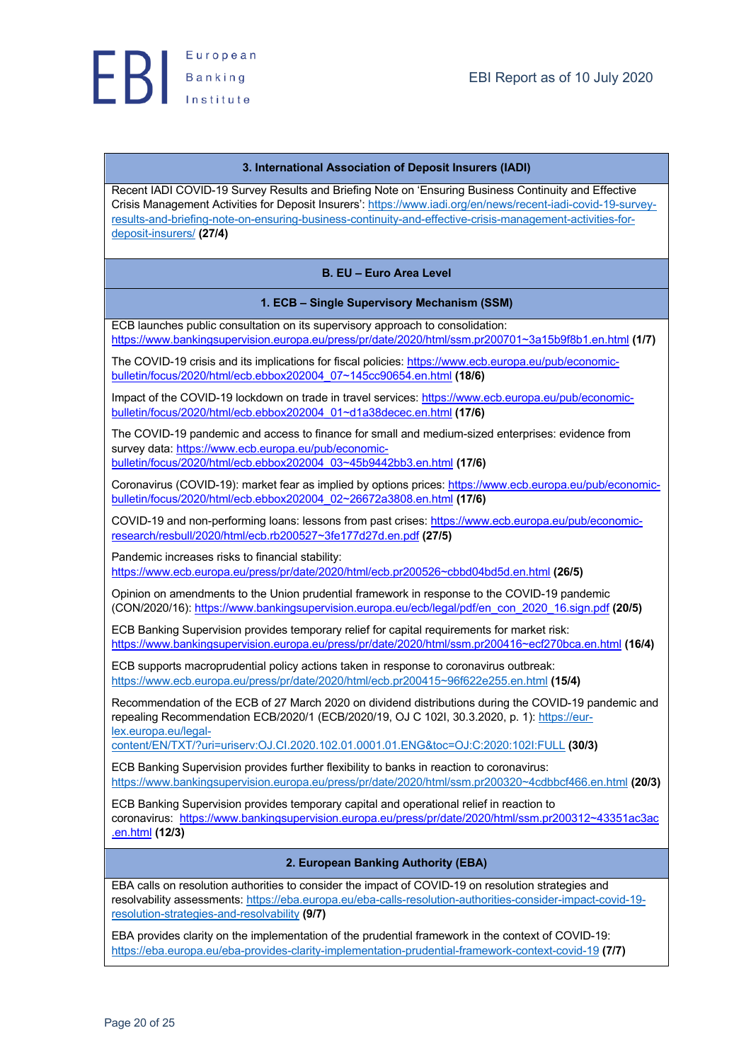### 3. International Association of Deposit Insurers (IADI)

Recent IADI COVID-19 Survey Results and Briefing Note on 'Ensuring Business Continuity and Effective Crisis Management Activities for Deposit Insurers': https://www.iadi.org/en/news/recent-iadi-covid-19-survey-results-and-briefing-note-on-ensuring-business-continuity-and-effective-crisis-management-activities-for-deposit-insurers/ **(27/4)**

## B. EU – Euro Area Level

### 1. ECB – Single Supervisory Mechanism (SSM)

ECB launches public consultation on its supervisory approach to consolidation: https://www.bankingsupervision.europa.eu/press/pr/date/2020/html/ssm.pr200701~3a15b9f8b1.en.html **(1/7)**

The COVID-19 crisis and its implications for fiscal policies: https://www.ecb.europa.eu/pub/economic-bulletin/focus/2020/html/ecb.ebbox202004_07~145cc90654.en.html **(18/6)**

Impact of the COVID-19 lockdown on trade in travel services: https://www.ecb.europa.eu/pub/economic-bulletin/focus/2020/html/ecb.ebbox202004_01~d1a38decec.en.html **(17/6)**

The COVID-19 pandemic and access to finance for small and medium-sized enterprises: evidence from survey data: https://www.ecb.europa.eu/pub/economic-bulletin/focus/2020/html/ecb.ebbox202004_03~45b9442bb3.en.html **(17/6)**

Coronavirus (COVID-19): market fear as implied by options prices: https://www.ecb.europa.eu/pub/economic-bulletin/focus/2020/html/ecb.ebbox202004_02~26672a3808.en.html **(17/6)**

COVID-19 and non-performing loans: lessons from past crises: https://www.ecb.europa.eu/pub/economic-research/resbull/2020/html/ecb.rb200527~3fe177d27d.en.pdf **(27/5)**

Pandemic increases risks to financial stability: https://www.ecb.europa.eu/press/pr/date/2020/html/ecb.pr200526~cbbd04bd5d.en.html **(26/5)**

Opinion on amendments to the Union prudential framework in response to the COVID-19 pandemic (CON/2020/16): https://www.bankingsupervision.europa.eu/ecb/legal/pdf/en_con_2020_16.sign.pdf **(20/5)**

ECB Banking Supervision provides temporary relief for capital requirements for market risk: https://www.bankingsupervision.europa.eu/press/pr/date/2020/html/ssm.pr200416~ecf270bca.en.html **(16/4)**

ECB supports macroprudential policy actions taken in response to coronavirus outbreak: https://www.ecb.europa.eu/press/pr/date/2020/html/ecb.pr200415~96f622e255.en.html **(15/4)**

Recommendation of the ECB of 27 March 2020 on dividend distributions during the COVID-19 pandemic and repealing Recommendation ECB/2020/1 (ECB/2020/19, OJ C 102I, 30.3.2020, p. 1): https://eur-lex.europa.eu/legal-content/EN/TXT/?uri=uriserv:OJ.CI.2020.102.01.0001.01.ENG&toc=OJ:C:2020:102I:FULL **(30/3)**

ECB Banking Supervision provides further flexibility to banks in reaction to coronavirus: https://www.bankingsupervision.europa.eu/press/pr/date/2020/html/ssm.pr200320~4cdbbcf466.en.html **(20/3)**

ECB Banking Supervision provides temporary capital and operational relief in reaction to coronavirus: https://www.bankingsupervision.europa.eu/press/pr/date/2020/html/ssm.pr200312~43351ac3ac.en.html **(12/3)**

### 2. European Banking Authority (EBA)

EBA calls on resolution authorities to consider the impact of COVID-19 on resolution strategies and resolvability assessments: https://eba.europa.eu/eba-calls-resolution-authorities-consider-impact-covid-19-resolution-strategies-and-resolvability **(9/7)**

EBA provides clarity on the implementation of the prudential framework in the context of COVID-19: https://eba.europa.eu/eba-provides-clarity-implementation-prudential-framework-context-covid-19 **(7/7)**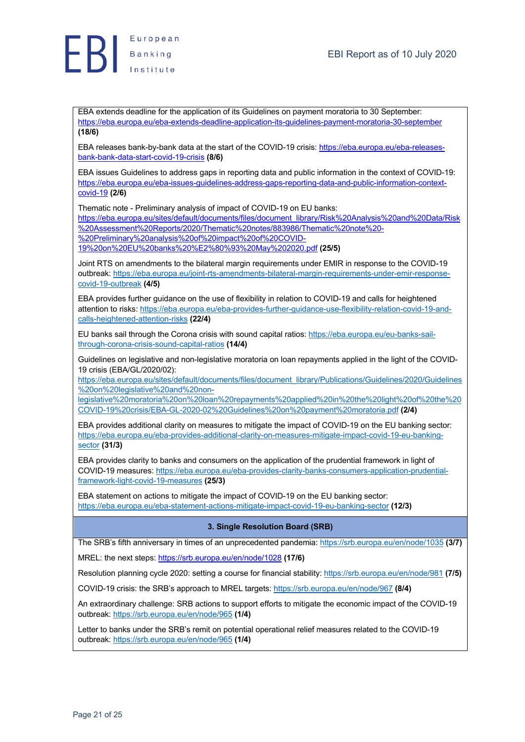EBA extends deadline for the application of its Guidelines on payment moratoria to 30 September: https://eba.europa.eu/eba-extends-deadline-application-its-guidelines-payment-moratoria-30-september **(18/6)**

EBA releases bank-by-bank data at the start of the COVID-19 crisis: https://eba.europa.eu/eba-releases-bank-bank-data-start-covid-19-crisis **(8/6)**

EBA issues Guidelines to address gaps in reporting data and public information in the context of COVID-19: https://eba.europa.eu/eba-issues-guidelines-address-gaps-reporting-data-and-public-information-context-covid-19 **(2/6)**

Thematic note - Preliminary analysis of impact of COVID-19 on EU banks: https://eba.europa.eu/sites/default/documents/files/document_library/Risk%20Analysis%20and%20Data/Risk%20Assessment%20Reports/2020/Thematic%20notes/883986/Thematic%20note%20-%20Preliminary%20analysis%20of%20impact%20of%20COVID-19%20on%20EU%20banks%20%E2%80%93%20May%202020.pdf **(25/5)**

Joint RTS on amendments to the bilateral margin requirements under EMIR in response to the COVID-19 outbreak: https://eba.europa.eu/joint-rts-amendments-bilateral-margin-requirements-under-emir-response-covid-19-outbreak **(4/5)**

EBA provides further guidance on the use of flexibility in relation to COVID-19 and calls for heightened attention to risks: https://eba.europa.eu/eba-provides-further-guidance-use-flexibility-relation-covid-19-and-calls-heightened-attention-risks **(22/4)**

EU banks sail through the Corona crisis with sound capital ratios: https://eba.europa.eu/eu-banks-sail-through-corona-crisis-sound-capital-ratios **(14/4)**

Guidelines on legislative and non-legislative moratoria on loan repayments applied in the light of the COVID-19 crisis (EBA/GL/2020/02): https://eba.europa.eu/sites/default/documents/files/document_library/Publications/Guidelines/2020/Guidelines%20on%20legislative%20and%20non-legislative%20moratoria%20on%20loan%20repayments%20applied%20in%20the%20light%20of%20the%20COVID-19%20crisis/EBA-GL-2020-02%20Guidelines%20on%20payment%20moratoria.pdf **(2/4)**

EBA provides additional clarity on measures to mitigate the impact of COVID-19 on the EU banking sector: https://eba.europa.eu/eba-provides-additional-clarity-on-measures-mitigate-impact-covid-19-eu-banking-sector **(31/3)**

EBA provides clarity to banks and consumers on the application of the prudential framework in light of COVID-19 measures: https://eba.europa.eu/eba-provides-clarity-banks-consumers-application-prudential-framework-light-covid-19-measures **(25/3)**

EBA statement on actions to mitigate the impact of COVID-19 on the EU banking sector: https://eba.europa.eu/eba-statement-actions-mitigate-impact-covid-19-eu-banking-sector **(12/3)**

### 3. Single Resolution Board (SRB)

The SRB's fifth anniversary in times of an unprecedented pandemic: https://srb.europa.eu/en/node/1035 **(3/7)**

MREL: the next steps: https://srb.europa.eu/en/node/1028 **(17/6)**

Resolution planning cycle 2020: setting a course for financial stability: https://srb.europa.eu/en/node/981 **(7/5)**

COVID-19 crisis: the SRB's approach to MREL targets: https://srb.europa.eu/en/node/967 **(8/4)**

An extraordinary challenge: SRB actions to support efforts to mitigate the economic impact of the COVID-19 outbreak: https://srb.europa.eu/en/node/965 **(1/4)**

Letter to banks under the SRB's remit on potential operational relief measures related to the COVID-19 outbreak: https://srb.europa.eu/en/node/965 **(1/4)**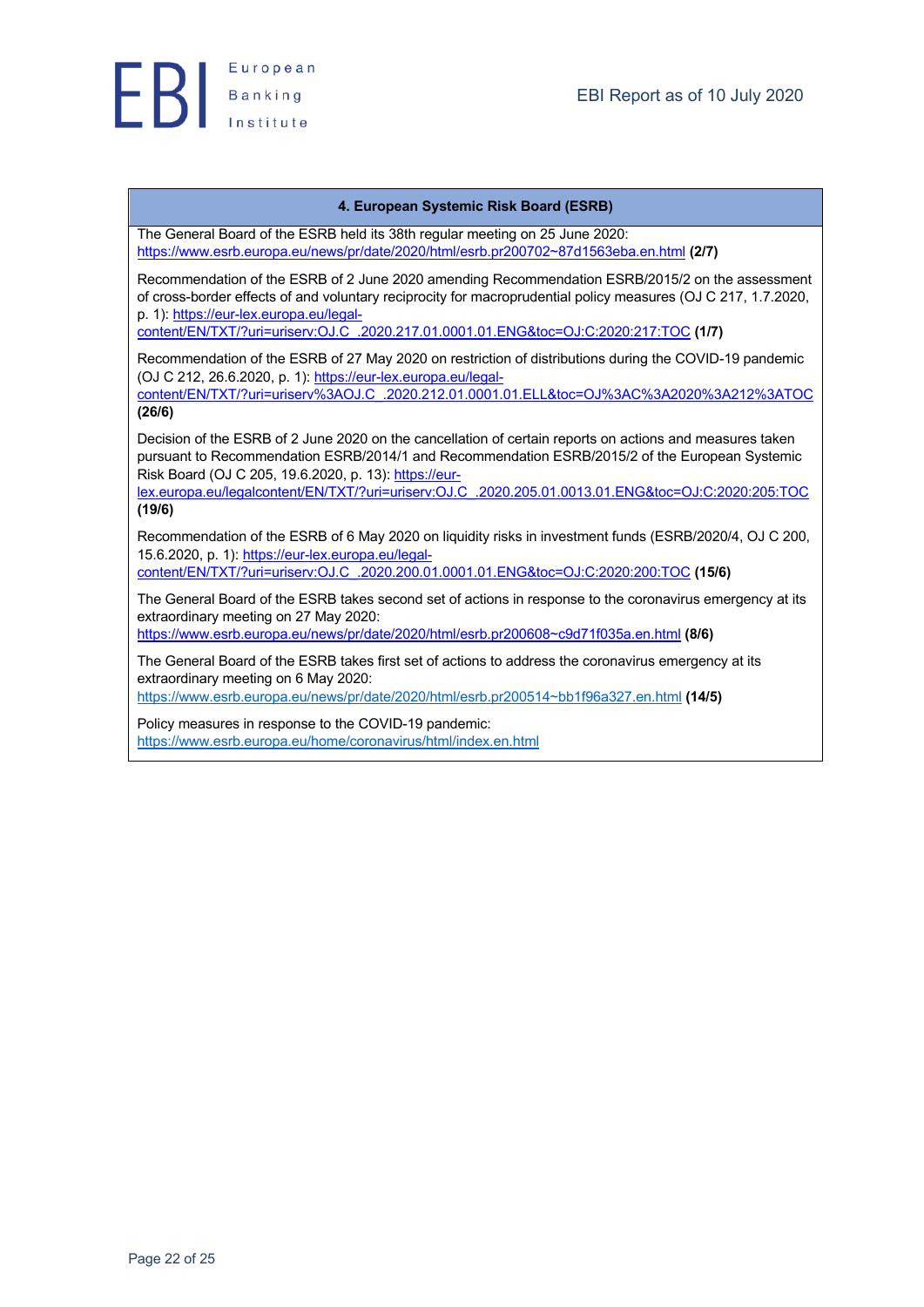## 4. European Systemic Risk Board (ESRB)

The General Board of the ESRB held its 38th regular meeting on 25 June 2020: https://www.esrb.europa.eu/news/pr/date/2020/html/esrb.pr200702~87d1563eba.en.html **(2/7)**

Recommendation of the ESRB of 2 June 2020 amending Recommendation ESRB/2015/2 on the assessment of cross-border effects of and voluntary reciprocity for macroprudential policy measures (OJ C 217, 1.7.2020, p. 1): https://eur-lex.europa.eu/legal-content/EN/TXT/?uri=uriserv:OJ.C_.2020.217.01.0001.01.ENG&toc=OJ:C:2020:217:TOC **(1/7)**

Recommendation of the ESRB of 27 May 2020 on restriction of distributions during the COVID-19 pandemic (OJ C 212, 26.6.2020, p. 1): https://eur-lex.europa.eu/legal-content/EN/TXT/?uri=uriserv%3AOJ.C_.2020.212.01.0001.01.ELL&toc=OJ%3AC%3A2020%3A212%3ATOC **(26/6)**

Decision of the ESRB of 2 June 2020 on the cancellation of certain reports on actions and measures taken pursuant to Recommendation ESRB/2014/1 and Recommendation ESRB/2015/2 of the European Systemic Risk Board (OJ C 205, 19.6.2020, p. 13): https://eur-lex.europa.eu/legalcontent/EN/TXT/?uri=uriserv:OJ.C_.2020.205.01.0013.01.ENG&toc=OJ:C:2020:205:TOC **(19/6)**

Recommendation of the ESRB of 6 May 2020 on liquidity risks in investment funds (ESRB/2020/4, OJ C 200, 15.6.2020, p. 1): https://eur-lex.europa.eu/legal-content/EN/TXT/?uri=uriserv:OJ.C_.2020.200.01.0001.01.ENG&toc=OJ:C:2020:200:TOC **(15/6)**

The General Board of the ESRB takes second set of actions in response to the coronavirus emergency at its extraordinary meeting on 27 May 2020: https://www.esrb.europa.eu/news/pr/date/2020/html/esrb.pr200608~c9d71f035a.en.html **(8/6)**

The General Board of the ESRB takes first set of actions to address the coronavirus emergency at its extraordinary meeting on 6 May 2020: https://www.esrb.europa.eu/news/pr/date/2020/html/esrb.pr200514~bb1f96a327.en.html **(14/5)**

Policy measures in response to the COVID-19 pandemic: https://www.esrb.europa.eu/home/coronavirus/html/index.en.html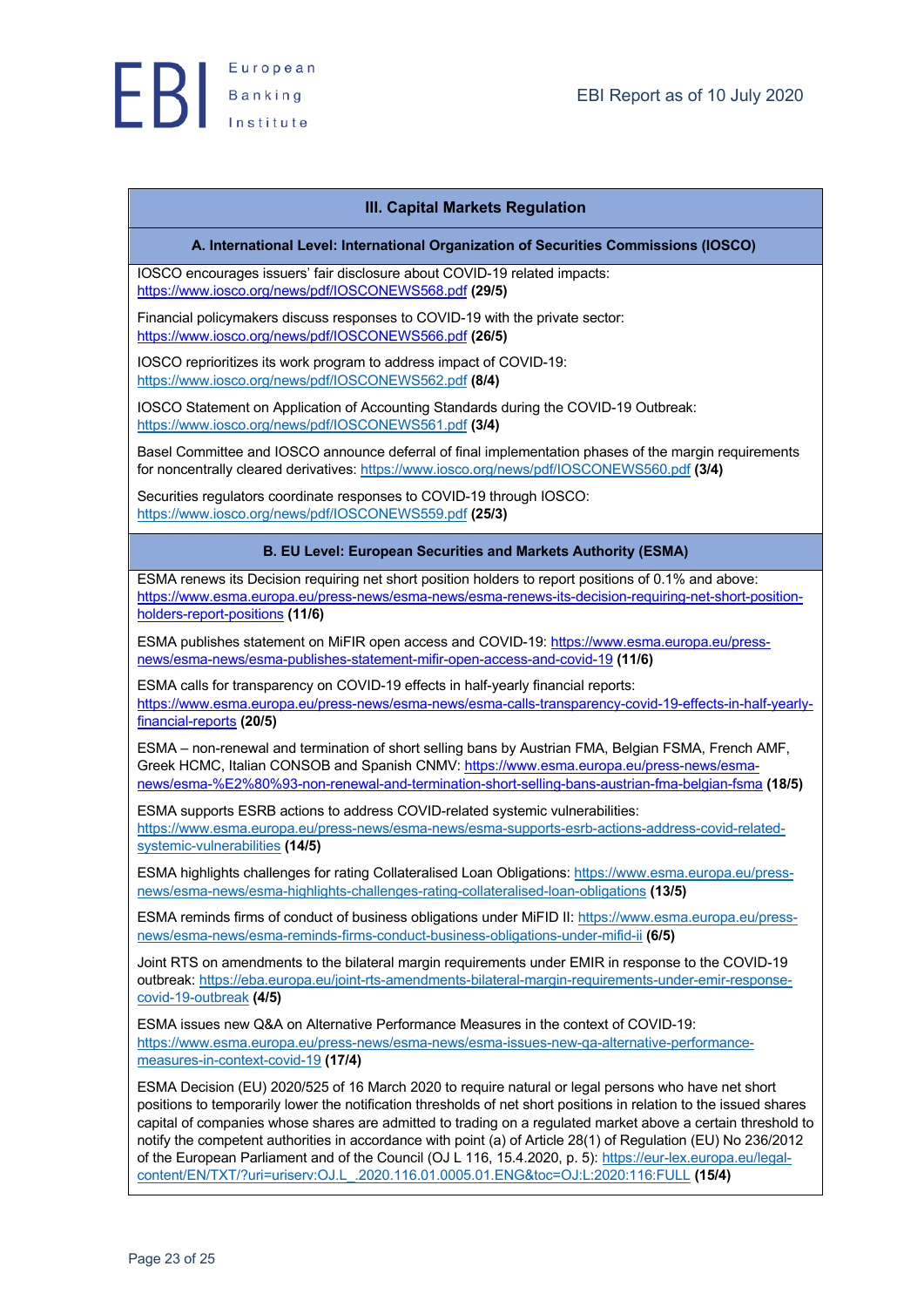## III. Capital Markets Regulation

### A. International Level: International Organization of Securities Commissions (IOSCO)

IOSCO encourages issuers' fair disclosure about COVID-19 related impacts: https://www.iosco.org/news/pdf/IOSCONEWS568.pdf **(29/5)**

Financial policymakers discuss responses to COVID-19 with the private sector: https://www.iosco.org/news/pdf/IOSCONEWS566.pdf **(26/5)**

IOSCO reprioritizes its work program to address impact of COVID-19: https://www.iosco.org/news/pdf/IOSCONEWS562.pdf **(8/4)**

IOSCO Statement on Application of Accounting Standards during the COVID-19 Outbreak: https://www.iosco.org/news/pdf/IOSCONEWS561.pdf **(3/4)**

Basel Committee and IOSCO announce deferral of final implementation phases of the margin requirements for noncentrally cleared derivatives: https://www.iosco.org/news/pdf/IOSCONEWS560.pdf **(3/4)**

Securities regulators coordinate responses to COVID-19 through IOSCO: https://www.iosco.org/news/pdf/IOSCONEWS559.pdf **(25/3)**

### B. EU Level: European Securities and Markets Authority (ESMA)

ESMA renews its Decision requiring net short position holders to report positions of 0.1% and above: https://www.esma.europa.eu/press-news/esma-news/esma-renews-its-decision-requiring-net-short-position-holders-report-positions **(11/6)**

ESMA publishes statement on MiFIR open access and COVID-19: https://www.esma.europa.eu/press-news/esma-news/esma-publishes-statement-mifir-open-access-and-covid-19 **(11/6)**

ESMA calls for transparency on COVID-19 effects in half-yearly financial reports: https://www.esma.europa.eu/press-news/esma-news/esma-calls-transparency-covid-19-effects-in-half-yearly-financial-reports **(20/5)**

ESMA – non-renewal and termination of short selling bans by Austrian FMA, Belgian FSMA, French AMF, Greek HCMC, Italian CONSOB and Spanish CNMV: https://www.esma.europa.eu/press-news/esma-news/esma-%E2%80%93-non-renewal-and-termination-short-selling-bans-austrian-fma-belgian-fsma **(18/5)**

ESMA supports ESRB actions to address COVID-related systemic vulnerabilities: https://www.esma.europa.eu/press-news/esma-news/esma-supports-esrb-actions-address-covid-related-systemic-vulnerabilities **(14/5)**

ESMA highlights challenges for rating Collateralised Loan Obligations: https://www.esma.europa.eu/press-news/esma-news/esma-highlights-challenges-rating-collateralised-loan-obligations **(13/5)**

ESMA reminds firms of conduct of business obligations under MiFID II: https://www.esma.europa.eu/press-news/esma-news/esma-reminds-firms-conduct-business-obligations-under-mifid-ii **(6/5)**

Joint RTS on amendments to the bilateral margin requirements under EMIR in response to the COVID-19 outbreak: https://eba.europa.eu/joint-rts-amendments-bilateral-margin-requirements-under-emir-response-covid-19-outbreak **(4/5)**

ESMA issues new Q&A on Alternative Performance Measures in the context of COVID-19: https://www.esma.europa.eu/press-news/esma-news/esma-issues-new-qa-alternative-performance-measures-in-context-covid-19 **(17/4)**

ESMA Decision (EU) 2020/525 of 16 March 2020 to require natural or legal persons who have net short positions to temporarily lower the notification thresholds of net short positions in relation to the issued shares capital of companies whose shares are admitted to trading on a regulated market above a certain threshold to notify the competent authorities in accordance with point (a) of Article 28(1) of Regulation (EU) No 236/2012 of the European Parliament and of the Council (OJ L 116, 15.4.2020, p. 5): https://eur-lex.europa.eu/legal-content/EN/TXT/?uri=uriserv:OJ.L_.2020.116.01.0005.01.ENG&toc=OJ:L:2020:116:FULL **(15/4)**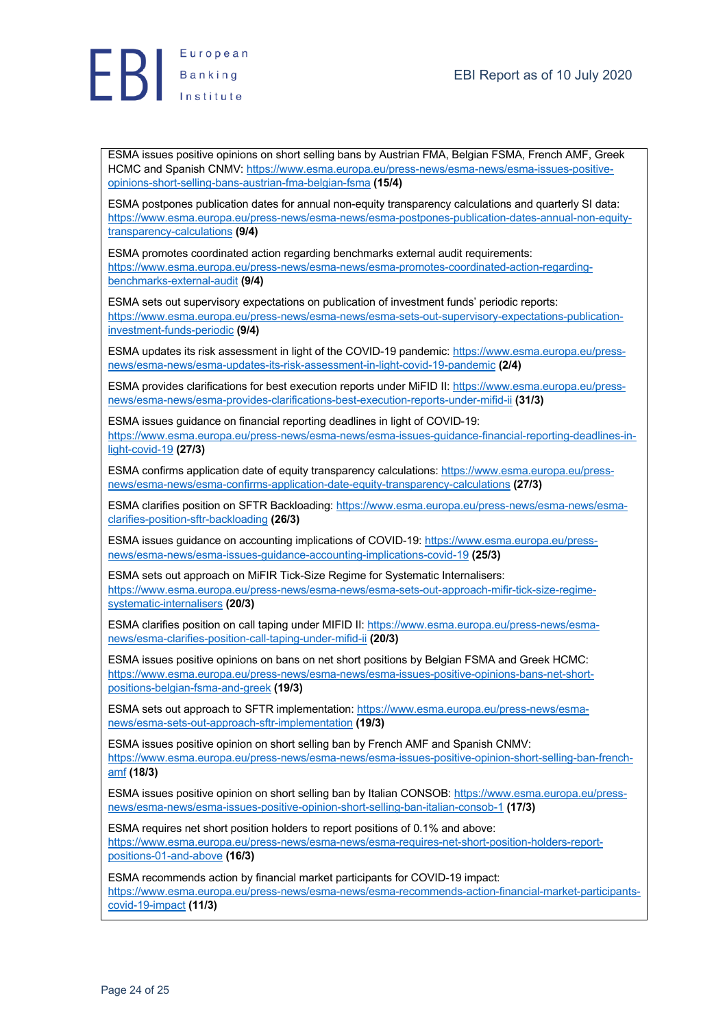ESMA issues positive opinions on short selling bans by Austrian FMA, Belgian FSMA, French AMF, Greek HCMC and Spanish CNMV: https://www.esma.europa.eu/press-news/esma-news/esma-issues-positive-opinions-short-selling-bans-austrian-fma-belgian-fsma **(15/4)**

ESMA postpones publication dates for annual non-equity transparency calculations and quarterly SI data: https://www.esma.europa.eu/press-news/esma-news/esma-postpones-publication-dates-annual-non-equity-transparency-calculations **(9/4)**

ESMA promotes coordinated action regarding benchmarks external audit requirements: https://www.esma.europa.eu/press-news/esma-news/esma-promotes-coordinated-action-regarding-benchmarks-external-audit **(9/4)**

ESMA sets out supervisory expectations on publication of investment funds' periodic reports: https://www.esma.europa.eu/press-news/esma-news/esma-sets-out-supervisory-expectations-publication-investment-funds-periodic **(9/4)**

ESMA updates its risk assessment in light of the COVID-19 pandemic: https://www.esma.europa.eu/press-news/esma-news/esma-updates-its-risk-assessment-in-light-covid-19-pandemic **(2/4)**

ESMA provides clarifications for best execution reports under MiFID II: https://www.esma.europa.eu/press-news/esma-news/esma-provides-clarifications-best-execution-reports-under-mifid-ii **(31/3)**

ESMA issues guidance on financial reporting deadlines in light of COVID-19: https://www.esma.europa.eu/press-news/esma-news/esma-issues-guidance-financial-reporting-deadlines-in-light-covid-19 **(27/3)**

ESMA confirms application date of equity transparency calculations: https://www.esma.europa.eu/press-news/esma-news/esma-confirms-application-date-equity-transparency-calculations **(27/3)**

ESMA clarifies position on SFTR Backloading: https://www.esma.europa.eu/press-news/esma-news/esma-clarifies-position-sftr-backloading **(26/3)**

ESMA issues guidance on accounting implications of COVID-19: https://www.esma.europa.eu/press-news/esma-news/esma-issues-guidance-accounting-implications-covid-19 **(25/3)**

ESMA sets out approach on MiFIR Tick-Size Regime for Systematic Internalisers: https://www.esma.europa.eu/press-news/esma-news/esma-sets-out-approach-mifir-tick-size-regime-systematic-internalisers **(20/3)**

ESMA clarifies position on call taping under MIFID II: https://www.esma.europa.eu/press-news/esma-news/esma-clarifies-position-call-taping-under-mifid-ii **(20/3)**

ESMA issues positive opinions on bans on net short positions by Belgian FSMA and Greek HCMC: https://www.esma.europa.eu/press-news/esma-news/esma-issues-positive-opinions-bans-net-short-positions-belgian-fsma-and-greek **(19/3)**

ESMA sets out approach to SFTR implementation: https://www.esma.europa.eu/press-news/esma-news/esma-sets-out-approach-sftr-implementation **(19/3)**

ESMA issues positive opinion on short selling ban by French AMF and Spanish CNMV: https://www.esma.europa.eu/press-news/esma-news/esma-issues-positive-opinion-short-selling-ban-french-amf **(18/3)**

ESMA issues positive opinion on short selling ban by Italian CONSOB: https://www.esma.europa.eu/press-news/esma-news/esma-issues-positive-opinion-short-selling-ban-italian-consob-1 **(17/3)**

ESMA requires net short position holders to report positions of 0.1% and above: https://www.esma.europa.eu/press-news/esma-news/esma-requires-net-short-position-holders-report-positions-01-and-above **(16/3)**

ESMA recommends action by financial market participants for COVID-19 impact: https://www.esma.europa.eu/press-news/esma-news/esma-recommends-action-financial-market-participants-covid-19-impact **(11/3)**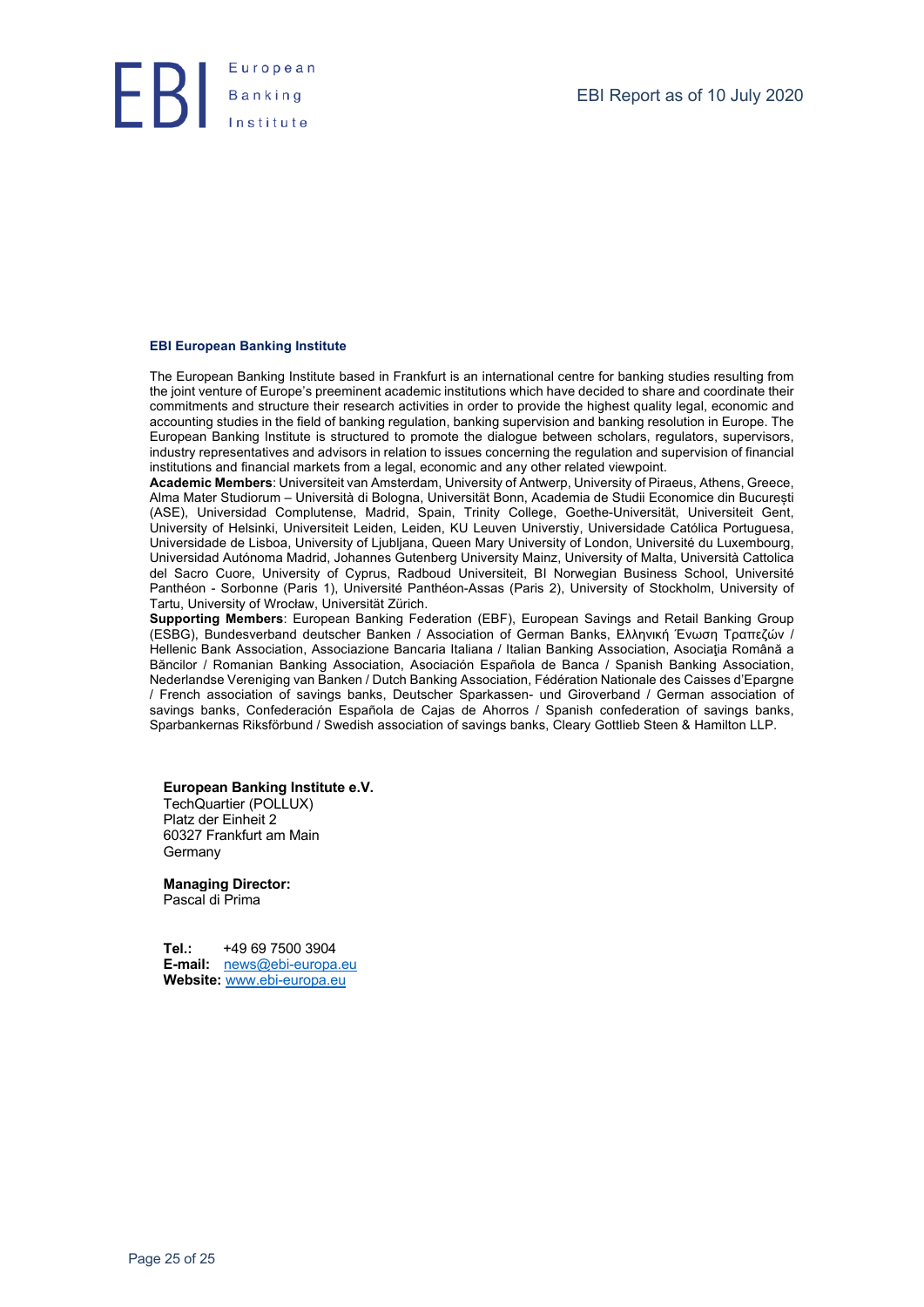**EBI European Banking Institute**

The European Banking Institute based in Frankfurt is an international centre for banking studies resulting from the joint venture of Europe's preeminent academic institutions which have decided to share and coordinate their commitments and structure their research activities in order to provide the highest quality legal, economic and accounting studies in the field of banking regulation, banking supervision and banking resolution in Europe. The European Banking Institute is structured to promote the dialogue between scholars, regulators, supervisors, industry representatives and advisors in relation to issues concerning the regulation and supervision of financial institutions and financial markets from a legal, economic and any other related viewpoint.
**Academic Members**: Universiteit van Amsterdam, University of Antwerp, University of Piraeus, Athens, Greece, Alma Mater Studiorum – Università di Bologna, Universität Bonn, Academia de Studii Economice din București (ASE), Universidad Complutense, Madrid, Spain, Trinity College, Goethe-Universität, Universiteit Gent, University of Helsinki, Universiteit Leiden, Leiden, KU Leuven Universtiy, Universidade Católica Portuguesa, Universidade de Lisboa, University of Ljubljana, Queen Mary University of London, Université du Luxembourg, Universidad Autónoma Madrid, Johannes Gutenberg University Mainz, University of Malta, Università Cattolica del Sacro Cuore, University of Cyprus, Radboud Universiteit, BI Norwegian Business School, Université Panthéon - Sorbonne (Paris 1), Université Panthéon-Assas (Paris 2), University of Stockholm, University of Tartu, University of Wrocław, Universität Zürich.
**Supporting Members**: European Banking Federation (EBF), European Savings and Retail Banking Group (ESBG), Bundesverband deutscher Banken / Association of German Banks, Ελληνική Ένωση Τραπεζών / Hellenic Bank Association, Associazione Bancaria Italiana / Italian Banking Association, Asociaţia Română a Băncilor / Romanian Banking Association, Asociación Española de Banca / Spanish Banking Association, Nederlandse Vereniging van Banken / Dutch Banking Association, Fédération Nationale des Caisses d'Epargne / French association of savings banks, Deutscher Sparkassen- und Giroverband / German association of savings banks, Confederación Española de Cajas de Ahorros / Spanish confederation of savings banks, Sparbankernas Riksförbund / Swedish association of savings banks, Cleary Gottlieb Steen & Hamilton LLP.

**European Banking Institute e.V.**
TechQuartier (POLLUX)
Platz der Einheit 2
60327 Frankfurt am Main
Germany

**Managing Director:**
Pascal di Prima

**Tel.:** +49 69 7500 3904
**E-mail:** news@ebi-europa.eu
**Website:** www.ebi-europa.eu